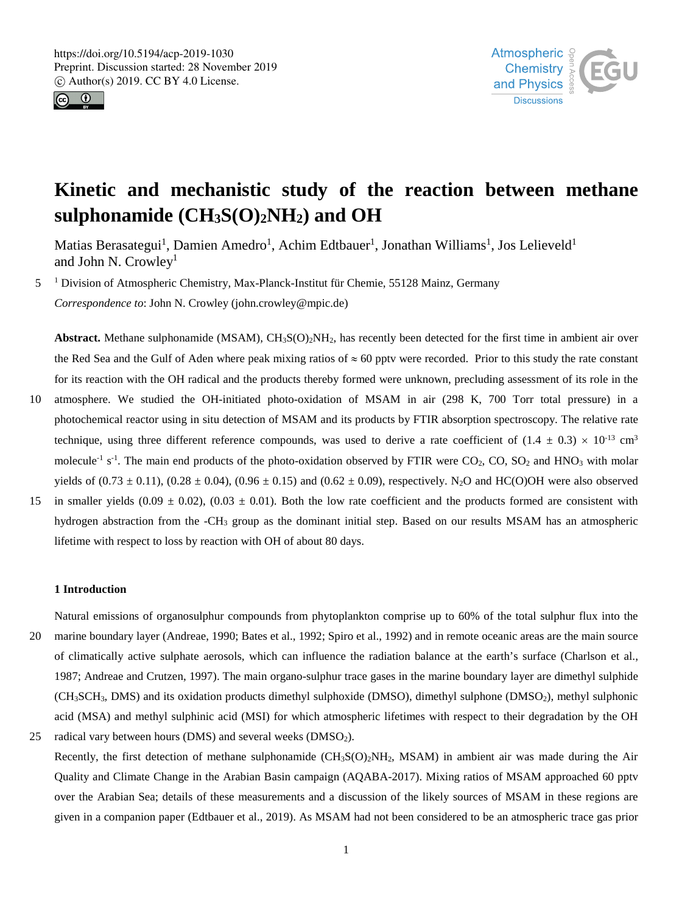# Kinetic and mechanistic study of the reaction between methane sulphonamide ($CH_3S(O)_2NH_2$) and OH

Matias Berasategui[1], Damien Amedro[1], Achim Edtbauer[1], Jonathan Williams[1], Jos Lelieveld[1] and John N. Crowley[1]

[1] Division of Atmospheric Chemistry, Max-Planck-Institut für Chemie, 55128 Mainz, Germany

*Correspondence to*: John N. Crowley (john.crowley@mpic.de)

**Abstract.** Methane sulphonamide (MSAM), $CH_3S(O)_2NH_2$, has recently been detected for the first time in ambient air over the Red Sea and the Gulf of Aden where peak mixing ratios of ≈ 60 pptv were recorded. Prior to this study the rate constant for its reaction with the OH radical and the products thereby formed were unknown, precluding assessment of its role in the atmosphere. We studied the OH-initiated photo-oxidation of MSAM in air (298 K, 700 Torr total pressure) in a photochemical reactor using in situ detection of MSAM and its products by FTIR absorption spectroscopy. The relative rate technique, using three different reference compounds, was used to derive a rate coefficient of $(1.4 \pm 0.3) \times 10^{-13}$ cm$^3$ molecule$^{-1}$ s$^{-1}$. The main end products of the photo-oxidation observed by FTIR were $CO_2$, CO, $SO_2$ and $HNO_3$ with molar yields of (0.73 ± 0.11), (0.28 ± 0.04), (0.96 ± 0.15) and (0.62 ± 0.09), respectively. $N_2O$ and HC(O)OH were also observed in smaller yields (0.09 ± 0.02), (0.03 ± 0.01). Both the low rate coefficient and the products formed are consistent with hydrogen abstraction from the $-CH_3$ group as the dominant initial step. Based on our results MSAM has an atmospheric lifetime with respect to loss by reaction with OH of about 80 days.

## 1 Introduction

Natural emissions of organosulphur compounds from phytoplankton comprise up to 60% of the total sulphur flux into the marine boundary layer (Andreae, 1990; Bates et al., 1992; Spiro et al., 1992) and in remote oceanic areas are the main source of climatically active sulphate aerosols, which can influence the radiation balance at the earth's surface (Charlson et al., 1987; Andreae and Crutzen, 1997). The main organo-sulphur trace gases in the marine boundary layer are dimethyl sulphide ($CH_3SCH_3$, DMS) and its oxidation products dimethyl sulphoxide (DMSO), dimethyl sulphone ($DMSO_2$), methyl sulphonic acid (MSA) and methyl sulphinic acid (MSI) for which atmospheric lifetimes with respect to their degradation by the OH radical vary between hours (DMS) and several weeks ($DMSO_2$).

Recently, the first detection of methane sulphonamide ($CH_3S(O)_2NH_2$, MSAM) in ambient air was made during the Air Quality and Climate Change in the Arabian Basin campaign (AQABA-2017). Mixing ratios of MSAM approached 60 pptv over the Arabian Sea; details of these measurements and a discussion of the likely sources of MSAM in these regions are given in a companion paper (Edtbauer et al., 2019). As MSAM had not been considered to be an atmospheric trace gas prior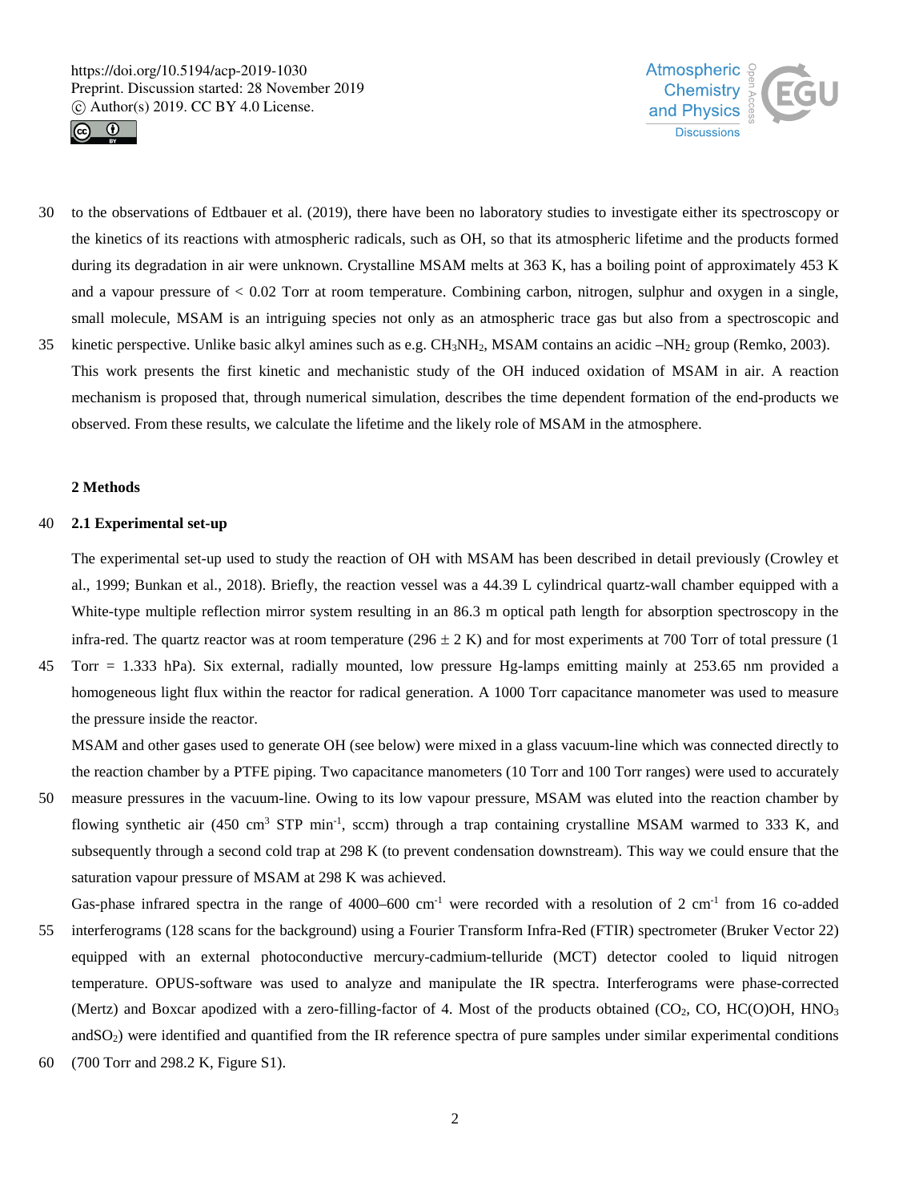to the observations of Edtbauer et al. (2019), there have been no laboratory studies to investigate either its spectroscopy or the kinetics of its reactions with atmospheric radicals, such as OH, so that its atmospheric lifetime and the products formed during its degradation in air were unknown. Crystalline MSAM melts at 363 K, has a boiling point of approximately 453 K and a vapour pressure of < 0.02 Torr at room temperature. Combining carbon, nitrogen, sulphur and oxygen in a single, small molecule, MSAM is an intriguing species not only as an atmospheric trace gas but also from a spectroscopic and kinetic perspective. Unlike basic alkyl amines such as e.g. $CH_3NH_2$, MSAM contains an acidic $–NH_2$ group (Remko, 2003). This work presents the first kinetic and mechanistic study of the OH induced oxidation of MSAM in air. A reaction mechanism is proposed that, through numerical simulation, describes the time dependent formation of the end-products we observed. From these results, we calculate the lifetime and the likely role of MSAM in the atmosphere.

## 2 Methods

### 2.1 Experimental set-up

The experimental set-up used to study the reaction of OH with MSAM has been described in detail previously (Crowley et al., 1999; Bunkan et al., 2018). Briefly, the reaction vessel was a 44.39 L cylindrical quartz-wall chamber equipped with a White-type multiple reflection mirror system resulting in an 86.3 m optical path length for absorption spectroscopy in the infra-red. The quartz reactor was at room temperature (296 ± 2 K) and for most experiments at 700 Torr of total pressure (1 Torr = 1.333 hPa). Six external, radially mounted, low pressure Hg-lamps emitting mainly at 253.65 nm provided a homogeneous light flux within the reactor for radical generation. A 1000 Torr capacitance manometer was used to measure the pressure inside the reactor.

MSAM and other gases used to generate OH (see below) were mixed in a glass vacuum-line which was connected directly to the reaction chamber by a PTFE piping. Two capacitance manometers (10 Torr and 100 Torr ranges) were used to accurately measure pressures in the vacuum-line. Owing to its low vapour pressure, MSAM was eluted into the reaction chamber by flowing synthetic air (450 $cm^3$ STP $min^{-1}$, sccm) through a trap containing crystalline MSAM warmed to 333 K, and subsequently through a second cold trap at 298 K (to prevent condensation downstream). This way we could ensure that the saturation vapour pressure of MSAM at 298 K was achieved.

Gas-phase infrared spectra in the range of 4000–600 $cm^{-1}$ were recorded with a resolution of 2 $cm^{-1}$ from 16 co-added interferograms (128 scans for the background) using a Fourier Transform Infra-Red (FTIR) spectrometer (Bruker Vector 22) equipped with an external photoconductive mercury-cadmium-telluride (MCT) detector cooled to liquid nitrogen temperature. OPUS-software was used to analyze and manipulate the IR spectra. Interferograms were phase-corrected (Mertz) and Boxcar apodized with a zero-filling-factor of 4. Most of the products obtained ($CO_2$, CO, HC(O)OH, $HNO_3$ and$SO_2$) were identified and quantified from the IR reference spectra of pure samples under similar experimental conditions (700 Torr and 298.2 K, Figure S1).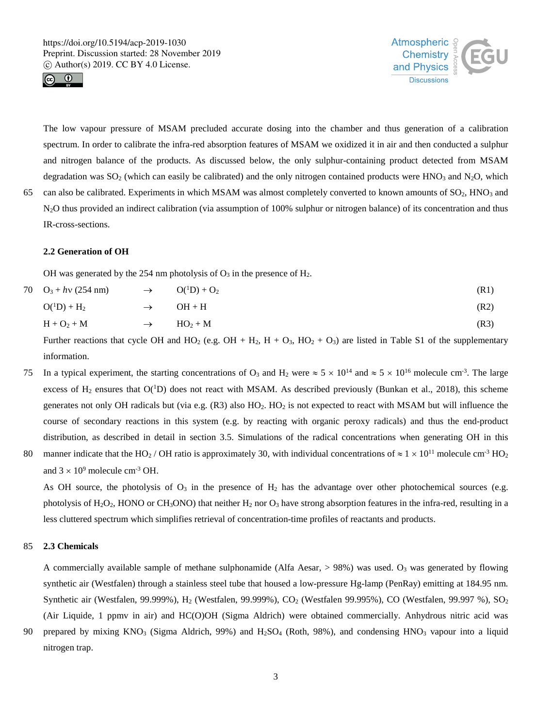The low vapour pressure of MSAM precluded accurate dosing into the chamber and thus generation of a calibration spectrum. In order to calibrate the infra-red absorption features of MSAM we oxidized it in air and then conducted a sulphur and nitrogen balance of the products. As discussed below, the only sulphur-containing product detected from MSAM degradation was $SO_2$ (which can easily be calibrated) and the only nitrogen contained products were $HNO_3$ and $N_2O$, which can also be calibrated. Experiments in which MSAM was almost completely converted to known amounts of $SO_2$, $HNO_3$ and $N_2O$ thus provided an indirect calibration (via assumption of 100% sulphur or nitrogen balance) of its concentration and thus IR-cross-sections.

### 2.2 Generation of OH

OH was generated by the 254 nm photolysis of $O_3$ in the presence of $H_2$.

$$O_3 + h\nu\ (254\ \text{nm}) \rightarrow O(^1D) + O_2 \quad \text{(R1)}$$

$$O(^1D) + H_2 \rightarrow OH + H \quad \text{(R2)}$$

$$H + O_2 + M \rightarrow HO_2 + M \quad \text{(R3)}$$

Further reactions that cycle OH and $HO_2$ (e.g. OH + $H_2$, H + $O_3$, $HO_2$ + $O_3$) are listed in Table S1 of the supplementary information.

In a typical experiment, the starting concentrations of $O_3$ and $H_2$ were $\approx 5 \times 10^{14}$ and $\approx 5 \times 10^{16}$ molecule cm$^{-3}$. The large excess of $H_2$ ensures that $O(^1D)$ does not react with MSAM. As described previously (Bunkan et al., 2018), this scheme generates not only OH radicals but (via e.g. (R3) also $HO_2$. $HO_2$ is not expected to react with MSAM but will influence the course of secondary reactions in this system (e.g. by reacting with organic peroxy radicals) and thus the end-product distribution, as described in detail in section 3.5. Simulations of the radical concentrations when generating OH in this manner indicate that the $HO_2$ / OH ratio is approximately 30, with individual concentrations of $\approx 1 \times 10^{11}$ molecule cm$^{-3}$ $HO_2$ and $3 \times 10^9$ molecule cm$^{-3}$ OH.

As OH source, the photolysis of $O_3$ in the presence of $H_2$ has the advantage over other photochemical sources (e.g. photolysis of $H_2O_2$, HONO or $CH_3ONO$) that neither $H_2$ nor $O_3$ have strong absorption features in the infra-red, resulting in a less cluttered spectrum which simplifies retrieval of concentration-time profiles of reactants and products.

### 2.3 Chemicals

A commercially available sample of methane sulphonamide (Alfa Aesar, > 98%) was used. $O_3$ was generated by flowing synthetic air (Westfalen) through a stainless steel tube that housed a low-pressure Hg-lamp (PenRay) emitting at 184.95 nm. Synthetic air (Westfalen, 99.999%), $H_2$ (Westfalen, 99.999%), $CO_2$ (Westfalen 99.995%), CO (Westfalen, 99.997 %), $SO_2$ (Air Liquide, 1 ppmv in air) and HC(O)OH (Sigma Aldrich) were obtained commercially. Anhydrous nitric acid was prepared by mixing $KNO_3$ (Sigma Aldrich, 99%) and $H_2SO_4$ (Roth, 98%), and condensing $HNO_3$ vapour into a liquid nitrogen trap.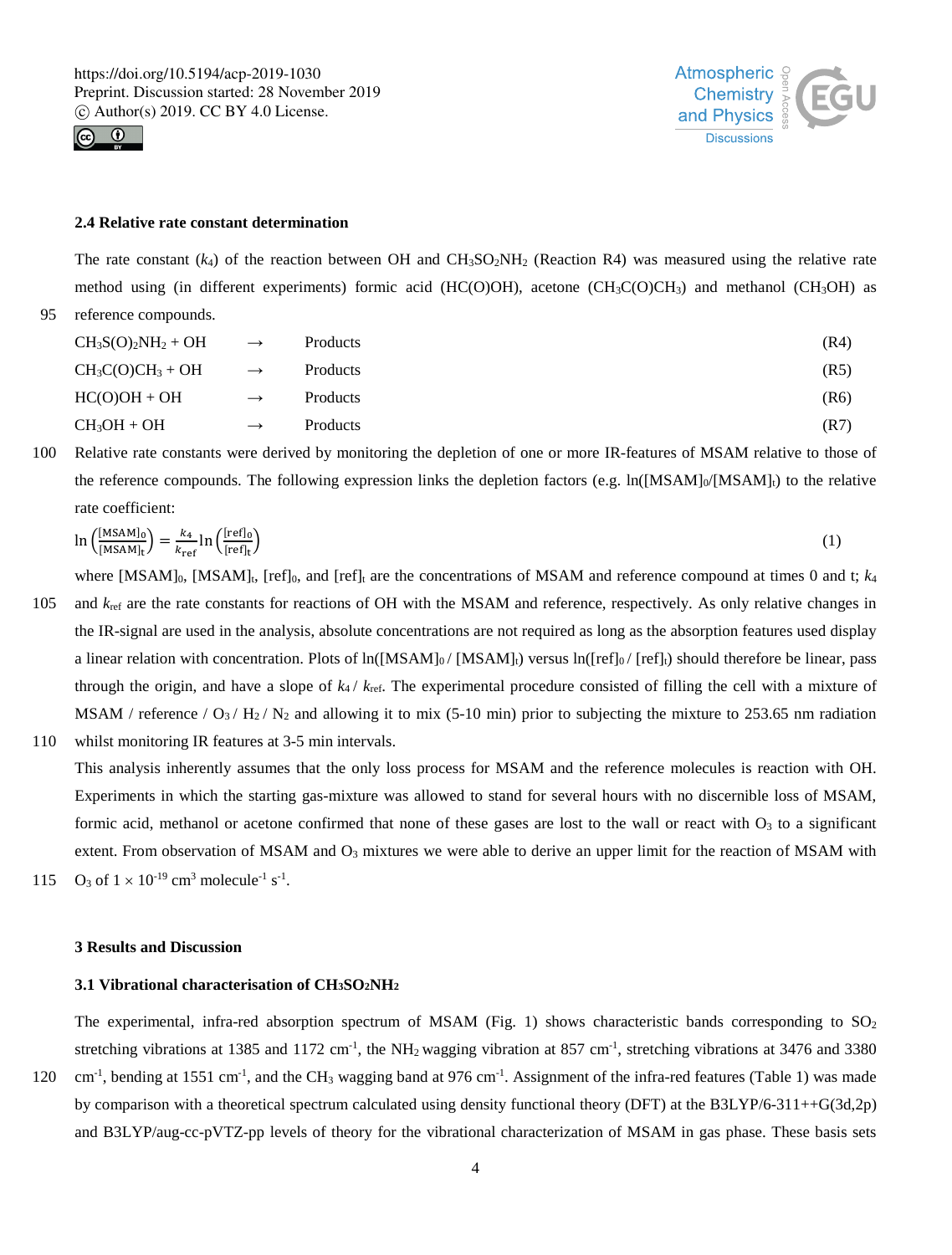### 2.4 Relative rate constant determination

The rate constant ($k_4$) of the reaction between OH and $CH_3SO_2NH_2$ (Reaction R4) was measured using the relative rate method using (in different experiments) formic acid (HC(O)OH), acetone ($CH_3C(O)CH_3$) and methanol ($CH_3OH$) as reference compounds.

| | | | |
|---|---|---|---|
| $CH_3S(O)_2NH_2$ + OH | → | Products | (R4) |
| $CH_3C(O)CH_3$ + OH | → | Products | (R5) |
| HC(O)OH + OH | → | Products | (R6) |
| $CH_3OH$ + OH | → | Products | (R7) |

Relative rate constants were derived by monitoring the depletion of one or more IR-features of MSAM relative to those of the reference compounds. The following expression links the depletion factors (e.g. $\ln([MSAM]_0/[MSAM]_t)$ to the relative rate coefficient:

$$\ln\left(\frac{[MSAM]_0}{[MSAM]_t}\right) = \frac{k_4}{k_{ref}}\ln\left(\frac{[ref]_0}{[ref]_t}\right) \quad (1)$$

where $[MSAM]_0$, $[MSAM]_t$, $[ref]_0$, and $[ref]_t$ are the concentrations of MSAM and reference compound at times 0 and t; $k_4$ and $k_{ref}$ are the rate constants for reactions of OH with the MSAM and reference, respectively. As only relative changes in the IR-signal are used in the analysis, absolute concentrations are not required as long as the absorption features used display a linear relation with concentration. Plots of $\ln([MSAM]_0 / [MSAM]_t)$ versus $\ln([ref]_0 / [ref]_t)$ should therefore be linear, pass through the origin, and have a slope of $k_4 / k_{ref}$. The experimental procedure consisted of filling the cell with a mixture of MSAM / reference / $O_3$ / $H_2$ / $N_2$ and allowing it to mix (5-10 min) prior to subjecting the mixture to 253.65 nm radiation whilst monitoring IR features at 3-5 min intervals.

This analysis inherently assumes that the only loss process for MSAM and the reference molecules is reaction with OH. Experiments in which the starting gas-mixture was allowed to stand for several hours with no discernible loss of MSAM, formic acid, methanol or acetone confirmed that none of these gases are lost to the wall or react with $O_3$ to a significant extent. From observation of MSAM and $O_3$ mixtures we were able to derive an upper limit for the reaction of MSAM with $O_3$ of $1 \times 10^{-19}$ cm$^3$ molecule$^{-1}$ s$^{-1}$.

## 3 Results and Discussion

### 3.1 Vibrational characterisation of $CH_3SO_2NH_2$

The experimental, infra-red absorption spectrum of MSAM (Fig. 1) shows characteristic bands corresponding to $SO_2$ stretching vibrations at 1385 and 1172 cm$^{-1}$, the $NH_2$ wagging vibration at 857 cm$^{-1}$, stretching vibrations at 3476 and 3380 cm$^{-1}$, bending at 1551 cm$^{-1}$, and the $CH_3$ wagging band at 976 cm$^{-1}$. Assignment of the infra-red features (Table 1) was made by comparison with a theoretical spectrum calculated using density functional theory (DFT) at the B3LYP/6-311++G(3d,2p) and B3LYP/aug-cc-pVTZ-pp levels of theory for the vibrational characterization of MSAM in gas phase. These basis sets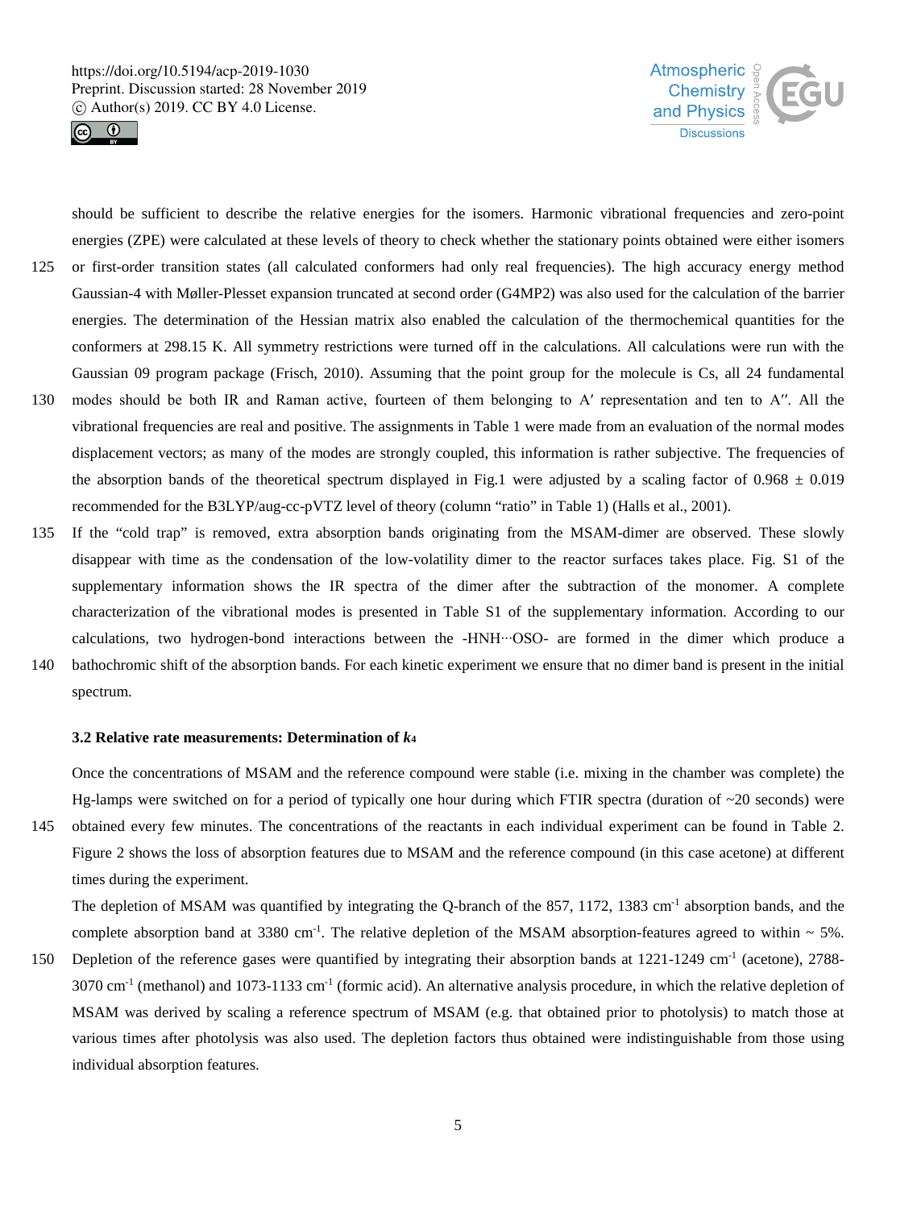should be sufficient to describe the relative energies for the isomers. Harmonic vibrational frequencies and zero-point energies (ZPE) were calculated at these levels of theory to check whether the stationary points obtained were either isomers or first-order transition states (all calculated conformers had only real frequencies). The high accuracy energy method Gaussian-4 with Møller-Plesset expansion truncated at second order (G4MP2) was also used for the calculation of the barrier energies. The determination of the Hessian matrix also enabled the calculation of the thermochemical quantities for the conformers at 298.15 K. All symmetry restrictions were turned off in the calculations. All calculations were run with the Gaussian 09 program package (Frisch, 2010). Assuming that the point group for the molecule is Cs, all 24 fundamental modes should be both IR and Raman active, fourteen of them belonging to A′ representation and ten to A′′. All the vibrational frequencies are real and positive. The assignments in Table 1 were made from an evaluation of the normal modes displacement vectors; as many of the modes are strongly coupled, this information is rather subjective. The frequencies of the absorption bands of the theoretical spectrum displayed in Fig.1 were adjusted by a scaling factor of 0.968 ± 0.019 recommended for the B3LYP/aug-cc-pVTZ level of theory (column "ratio" in Table 1) (Halls et al., 2001).

If the "cold trap" is removed, extra absorption bands originating from the MSAM-dimer are observed. These slowly disappear with time as the condensation of the low-volatility dimer to the reactor surfaces takes place. Fig. S1 of the supplementary information shows the IR spectra of the dimer after the subtraction of the monomer. A complete characterization of the vibrational modes is presented in Table S1 of the supplementary information. According to our calculations, two hydrogen-bond interactions between the -HNH···OSO- are formed in the dimer which produce a bathochromic shift of the absorption bands. For each kinetic experiment we ensure that no dimer band is present in the initial spectrum.

### 3.2 Relative rate measurements: Determination of $k_4$

Once the concentrations of MSAM and the reference compound were stable (i.e. mixing in the chamber was complete) the Hg-lamps were switched on for a period of typically one hour during which FTIR spectra (duration of ~20 seconds) were obtained every few minutes. The concentrations of the reactants in each individual experiment can be found in Table 2. Figure 2 shows the loss of absorption features due to MSAM and the reference compound (in this case acetone) at different times during the experiment.

The depletion of MSAM was quantified by integrating the Q-branch of the 857, 1172, 1383 $cm^{-1}$ absorption bands, and the complete absorption band at 3380 $cm^{-1}$. The relative depletion of the MSAM absorption-features agreed to within ~ 5%. Depletion of the reference gases were quantified by integrating their absorption bands at 1221-1249 $cm^{-1}$ (acetone), 2788-3070 $cm^{-1}$ (methanol) and 1073-1133 $cm^{-1}$ (formic acid). An alternative analysis procedure, in which the relative depletion of MSAM was derived by scaling a reference spectrum of MSAM (e.g. that obtained prior to photolysis) to match those at various times after photolysis was also used. The depletion factors thus obtained were indistinguishable from those using individual absorption features.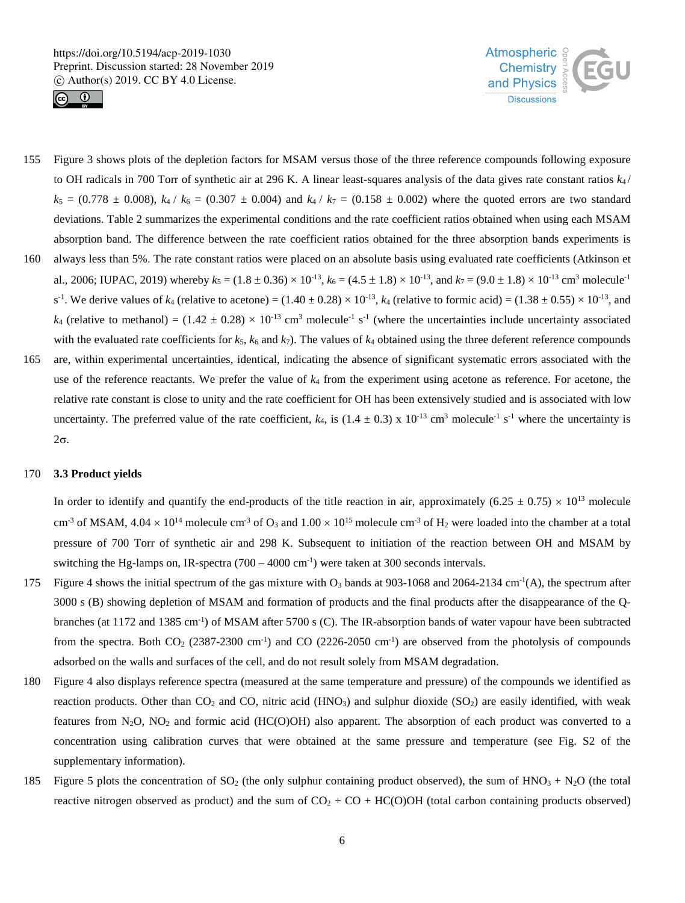Figure 3 shows plots of the depletion factors for MSAM versus those of the three reference compounds following exposure to OH radicals in 700 Torr of synthetic air at 296 K. A linear least-squares analysis of the data gives rate constant ratios $k_4 / k_5 = (0.778 \pm 0.008)$, $k_4 / k_6 = (0.307 \pm 0.004)$ and $k_4 / k_7 = (0.158 \pm 0.002)$ where the quoted errors are two standard deviations. Table 2 summarizes the experimental conditions and the rate coefficient ratios obtained when using each MSAM absorption band. The difference between the rate coefficient ratios obtained for the three absorption bands experiments is always less than 5%. The rate constant ratios were placed on an absolute basis using evaluated rate coefficients (Atkinson et al., 2006; IUPAC, 2019) whereby $k_5 = (1.8 \pm 0.36) \times 10^{-13}$, $k_6 = (4.5 \pm 1.8) \times 10^{-13}$, and $k_7 = (9.0 \pm 1.8) \times 10^{-13}$ cm$^3$ molecule$^{-1}$ s$^{-1}$. We derive values of $k_4$ (relative to acetone) = $(1.40 \pm 0.28) \times 10^{-13}$, $k_4$ (relative to formic acid) = $(1.38 \pm 0.55) \times 10^{-13}$, and $k_4$ (relative to methanol) = $(1.42 \pm 0.28) \times 10^{-13}$ cm$^3$ molecule$^{-1}$ s$^{-1}$ (where the uncertainties include uncertainty associated with the evaluated rate coefficients for $k_5$, $k_6$ and $k_7$). The values of $k_4$ obtained using the three deferent reference compounds are, within experimental uncertainties, identical, indicating the absence of significant systematic errors associated with the use of the reference reactants. We prefer the value of $k_4$ from the experiment using acetone as reference. For acetone, the relative rate constant is close to unity and the rate coefficient for OH has been extensively studied and is associated with low uncertainty. The preferred value of the rate coefficient, $k_4$, is $(1.4 \pm 0.3)$ x $10^{-13}$ cm$^3$ molecule$^{-1}$ s$^{-1}$ where the uncertainty is $2\sigma$.

### 3.3 Product yields

In order to identify and quantify the end-products of the title reaction in air, approximately $(6.25 \pm 0.75) \times 10^{13}$ molecule cm$^{-3}$ of MSAM, $4.04 \times 10^{14}$ molecule cm$^{-3}$ of $O_3$ and $1.00 \times 10^{15}$ molecule cm$^{-3}$ of $H_2$ were loaded into the chamber at a total pressure of 700 Torr of synthetic air and 298 K. Subsequent to initiation of the reaction between OH and MSAM by switching the Hg-lamps on, IR-spectra (700 – 4000 cm$^{-1}$) were taken at 300 seconds intervals.

Figure 4 shows the initial spectrum of the gas mixture with $O_3$ bands at 903-1068 and 2064-2134 cm$^{-1}$(A), the spectrum after 3000 s (B) showing depletion of MSAM and formation of products and the final products after the disappearance of the Q-branches (at 1172 and 1385 cm$^{-1}$) of MSAM after 5700 s (C). The IR-absorption bands of water vapour have been subtracted from the spectra. Both $CO_2$ (2387-2300 cm$^{-1}$) and CO (2226-2050 cm$^{-1}$) are observed from the photolysis of compounds adsorbed on the walls and surfaces of the cell, and do not result solely from MSAM degradation.

Figure 4 also displays reference spectra (measured at the same temperature and pressure) of the compounds we identified as reaction products. Other than $CO_2$ and CO, nitric acid ($HNO_3$) and sulphur dioxide ($SO_2$) are easily identified, with weak features from $N_2O$, $NO_2$ and formic acid (HC(O)OH) also apparent. The absorption of each product was converted to a concentration using calibration curves that were obtained at the same pressure and temperature (see Fig. S2 of the supplementary information).

Figure 5 plots the concentration of $SO_2$ (the only sulphur containing product observed), the sum of $HNO_3$ + $N_2O$ (the total reactive nitrogen observed as product) and the sum of $CO_2$ + CO + HC(O)OH (total carbon containing products observed)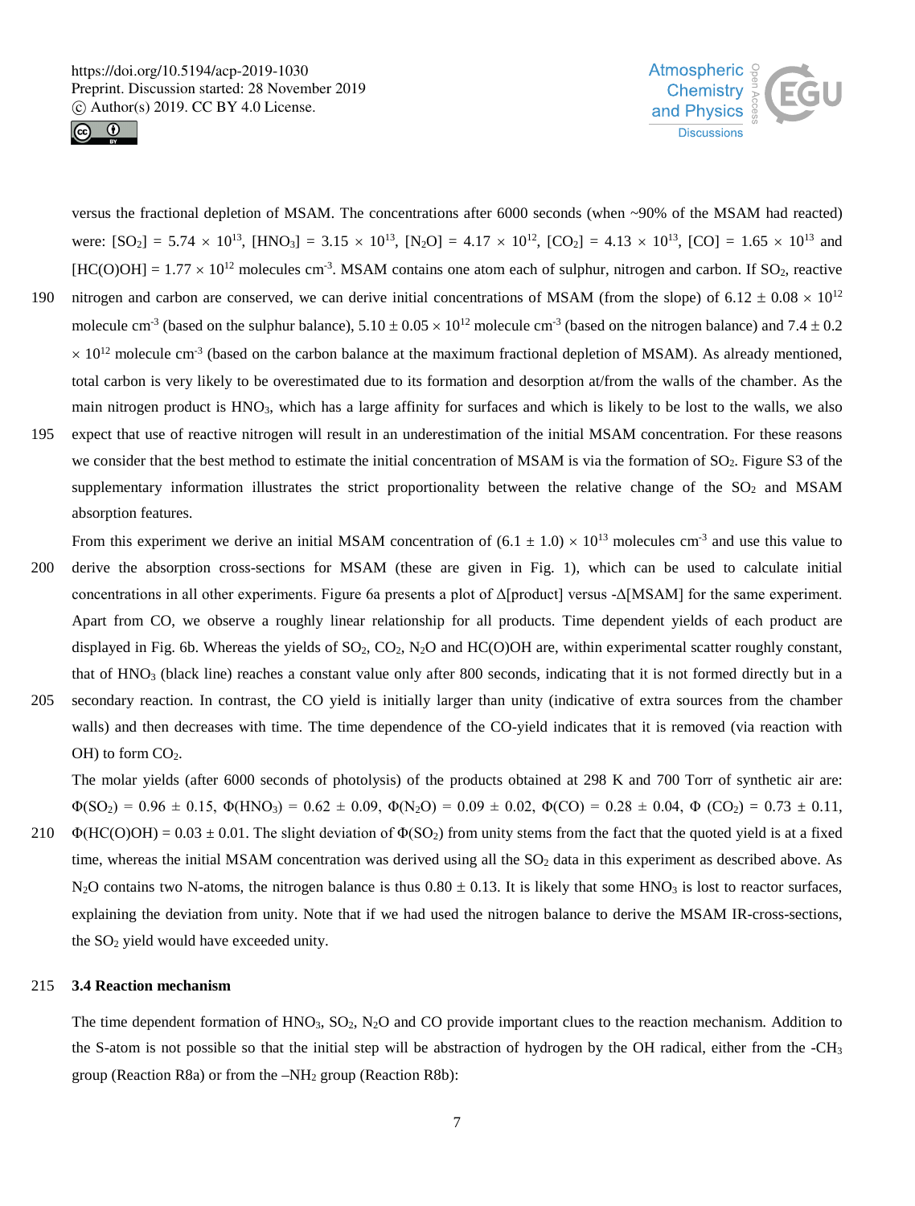versus the fractional depletion of MSAM. The concentrations after 6000 seconds (when ~90% of the MSAM had reacted) were: $[SO_2] = 5.74 \times 10^{13}$, $[HNO_3] = 3.15 \times 10^{13}$, $[N_2O] = 4.17 \times 10^{12}$, $[CO_2] = 4.13 \times 10^{13}$, $[CO] = 1.65 \times 10^{13}$ and $[HC(O)OH] = 1.77 \times 10^{12}$ molecules cm$^{-3}$. MSAM contains one atom each of sulphur, nitrogen and carbon. If $SO_2$, reactive nitrogen and carbon are conserved, we can derive initial concentrations of MSAM (from the slope) of $6.12 \pm 0.08 \times 10^{12}$ molecule cm$^{-3}$ (based on the sulphur balance), $5.10 \pm 0.05 \times 10^{12}$ molecule cm$^{-3}$ (based on the nitrogen balance) and $7.4 \pm 0.2 \times 10^{12}$ molecule cm$^{-3}$ (based on the carbon balance at the maximum fractional depletion of MSAM). As already mentioned, total carbon is very likely to be overestimated due to its formation and desorption at/from the walls of the chamber. As the main nitrogen product is $HNO_3$, which has a large affinity for surfaces and which is likely to be lost to the walls, we also expect that use of reactive nitrogen will result in an underestimation of the initial MSAM concentration. For these reasons we consider that the best method to estimate the initial concentration of MSAM is via the formation of $SO_2$. Figure S3 of the supplementary information illustrates the strict proportionality between the relative change of the $SO_2$ and MSAM absorption features.

From this experiment we derive an initial MSAM concentration of $(6.1 \pm 1.0) \times 10^{13}$ molecules cm$^{-3}$ and use this value to derive the absorption cross-sections for MSAM (these are given in Fig. 1), which can be used to calculate initial concentrations in all other experiments. Figure 6a presents a plot of Δ[product] versus -Δ[MSAM] for the same experiment. Apart from CO, we observe a roughly linear relationship for all products. Time dependent yields of each product are displayed in Fig. 6b. Whereas the yields of $SO_2$, $CO_2$, $N_2O$ and HC(O)OH are, within experimental scatter roughly constant, that of $HNO_3$ (black line) reaches a constant value only after 800 seconds, indicating that it is not formed directly but in a secondary reaction. In contrast, the CO yield is initially larger than unity (indicative of extra sources from the chamber walls) and then decreases with time. The time dependence of the CO-yield indicates that it is removed (via reaction with OH) to form $CO_2$.

The molar yields (after 6000 seconds of photolysis) of the products obtained at 298 K and 700 Torr of synthetic air are: $\Phi(SO_2) = 0.96 \pm 0.15$, $\Phi(HNO_3) = 0.62 \pm 0.09$, $\Phi(N_2O) = 0.09 \pm 0.02$, $\Phi(CO) = 0.28 \pm 0.04$, $\Phi(CO_2) = 0.73 \pm 0.11$, $\Phi(HC(O)OH) = 0.03 \pm 0.01$. The slight deviation of $\Phi(SO_2)$ from unity stems from the fact that the quoted yield is at a fixed time, whereas the initial MSAM concentration was derived using all the $SO_2$ data in this experiment as described above. As $N_2O$ contains two N-atoms, the nitrogen balance is thus $0.80 \pm 0.13$. It is likely that some $HNO_3$ is lost to reactor surfaces, explaining the deviation from unity. Note that if we had used the nitrogen balance to derive the MSAM IR-cross-sections, the $SO_2$ yield would have exceeded unity.

### 3.4 Reaction mechanism

The time dependent formation of $HNO_3$, $SO_2$, $N_2O$ and CO provide important clues to the reaction mechanism. Addition to the S-atom is not possible so that the initial step will be abstraction of hydrogen by the OH radical, either from the $-CH_3$ group (Reaction R8a) or from the $-NH_2$ group (Reaction R8b):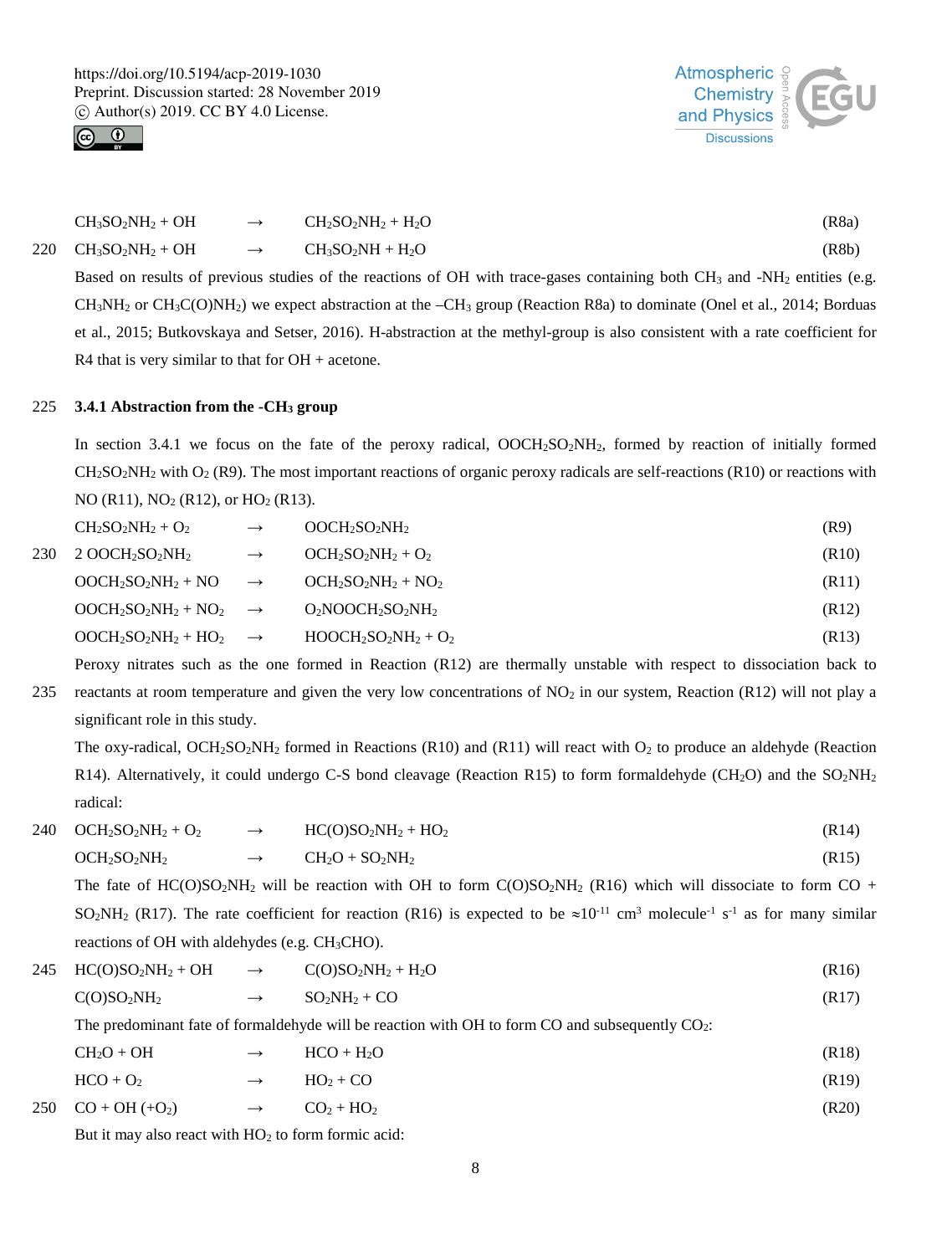$$CH_3SO_2NH_2 + OH \rightarrow CH_2SO_2NH_2 + H_2O \quad \text{(R8a)}$$

$$CH_3SO_2NH_2 + OH \rightarrow CH_3SO_2NH + H_2O \quad \text{(R8b)}$$

Based on results of previous studies of the reactions of OH with trace-gases containing both $CH_3$ and $-NH_2$ entities (e.g. $CH_3NH_2$ or $CH_3C(O)NH_2$) we expect abstraction at the $-CH_3$ group (Reaction R8a) to dominate (Onel et al., 2014; Borduas et al., 2015; Butkovskaya and Setser, 2016). H-abstraction at the methyl-group is also consistent with a rate coefficient for R4 that is very similar to that for OH + acetone.

### 3.4.1 Abstraction from the $-CH_3$ group

In section 3.4.1 we focus on the fate of the peroxy radical, $OOCH_2SO_2NH_2$, formed by reaction of initially formed $CH_2SO_2NH_2$ with $O_2$ (R9). The most important reactions of organic peroxy radicals are self-reactions (R10) or reactions with NO (R11), $NO_2$ (R12), or $HO_2$ (R13).

$$CH_2SO_2NH_2 + O_2 \rightarrow OOCH_2SO_2NH_2 \quad \text{(R9)}$$

$$2\ OOCH_2SO_2NH_2 \rightarrow OCH_2SO_2NH_2 + O_2 \quad \text{(R10)}$$

$$OOCH_2SO_2NH_2 + NO \rightarrow OCH_2SO_2NH_2 + NO_2 \quad \text{(R11)}$$

$$OOCH_2SO_2NH_2 + NO_2 \rightarrow O_2NOOCH_2SO_2NH_2 \quad \text{(R12)}$$

$$OOCH_2SO_2NH_2 + HO_2 \rightarrow HOOCH_2SO_2NH_2 + O_2 \quad \text{(R13)}$$

Peroxy nitrates such as the one formed in Reaction (R12) are thermally unstable with respect to dissociation back to reactants at room temperature and given the very low concentrations of $NO_2$ in our system, Reaction (R12) will not play a significant role in this study.

The oxy-radical, $OCH_2SO_2NH_2$ formed in Reactions (R10) and (R11) will react with $O_2$ to produce an aldehyde (Reaction R14). Alternatively, it could undergo C-S bond cleavage (Reaction R15) to form formaldehyde ($CH_2O$) and the $SO_2NH_2$ radical:

$$OCH_2SO_2NH_2 + O_2 \rightarrow HC(O)SO_2NH_2 + HO_2 \quad \text{(R14)}$$

$$OCH_2SO_2NH_2 \rightarrow CH_2O + SO_2NH_2 \quad \text{(R15)}$$

The fate of $HC(O)SO_2NH_2$ will be reaction with OH to form $C(O)SO_2NH_2$ (R16) which will dissociate to form CO + $SO_2NH_2$ (R17). The rate coefficient for reaction (R16) is expected to be $\approx 10^{-11}$ cm$^3$ molecule$^{-1}$ s$^{-1}$ as for many similar reactions of OH with aldehydes (e.g. $CH_3CHO$).

$$HC(O)SO_2NH_2 + OH \rightarrow C(O)SO_2NH_2 + H_2O \quad \text{(R16)}$$

$$C(O)SO_2NH_2 \rightarrow SO_2NH_2 + CO \quad \text{(R17)}$$

The predominant fate of formaldehyde will be reaction with OH to form CO and subsequently $CO_2$:

$$CH_2O + OH \rightarrow HCO + H_2O \quad \text{(R18)}$$

$$HCO + O_2 \rightarrow HO_2 + CO \quad \text{(R19)}$$

$$CO + OH\ (+O_2) \rightarrow CO_2 + HO_2 \quad \text{(R20)}$$

But it may also react with $HO_2$ to form formic acid: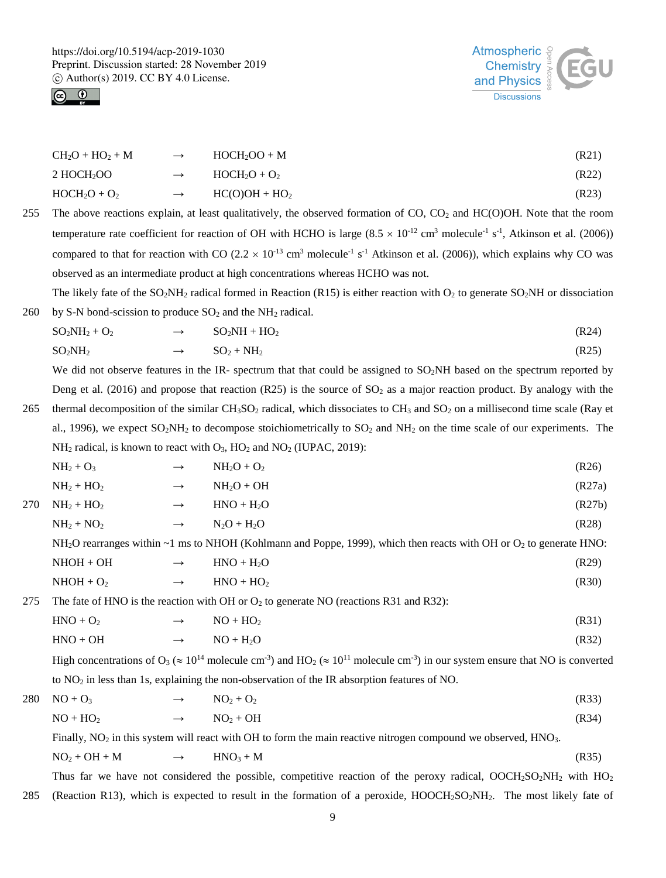$$CH_2O + HO_2 + M \rightarrow HOCH_2OO + M \quad \text{(R21)}$$

$$2\ HOCH_2OO \rightarrow HOCH_2O + O_2 \quad \text{(R22)}$$

$$HOCH_2O + O_2 \rightarrow HC(O)OH + HO_2 \quad \text{(R23)}$$

The above reactions explain, at least qualitatively, the observed formation of CO, $CO_2$ and HC(O)OH. Note that the room temperature rate coefficient for reaction of OH with HCHO is large ($8.5 \times 10^{-12}$ cm$^3$ molecule$^{-1}$ s$^{-1}$, Atkinson et al. (2006)) compared to that for reaction with CO ($2.2 \times 10^{-13}$ cm$^3$ molecule$^{-1}$ s$^{-1}$ Atkinson et al. (2006)), which explains why CO was observed as an intermediate product at high concentrations whereas HCHO was not.

The likely fate of the $SO_2NH_2$ radical formed in Reaction (R15) is either reaction with $O_2$ to generate $SO_2NH$ or dissociation by S-N bond-scission to produce $SO_2$ and the $NH_2$ radical.

$$SO_2NH_2 + O_2 \rightarrow SO_2NH + HO_2 \quad \text{(R24)}$$

$$SO_2NH_2 \rightarrow SO_2 + NH_2 \quad \text{(R25)}$$

We did not observe features in the IR- spectrum that that could be assigned to $SO_2NH$ based on the spectrum reported by Deng et al. (2016) and propose that reaction (R25) is the source of $SO_2$ as a major reaction product. By analogy with the thermal decomposition of the similar $CH_3SO_2$ radical, which dissociates to $CH_3$ and $SO_2$ on a millisecond time scale (Ray et al., 1996), we expect $SO_2NH_2$ to decompose stoichiometrically to $SO_2$ and $NH_2$ on the time scale of our experiments. The $NH_2$ radical, is known to react with $O_3$, $HO_2$ and $NO_2$ (IUPAC, 2019):

$$NH_2 + O_3 \rightarrow NH_2O + O_2 \quad \text{(R26)}$$

$$NH_2 + HO_2 \rightarrow NH_2O + OH \quad \text{(R27a)}$$

$$NH_2 + HO_2 \rightarrow HNO + H_2O \quad \text{(R27b)}$$

$$NH_2 + NO_2 \rightarrow N_2O + H_2O \quad \text{(R28)}$$

$NH_2O$ rearranges within ~1 ms to NHOH (Kohlmann and Poppe, 1999), which then reacts with OH or $O_2$ to generate HNO:

$$NHOH + OH \rightarrow HNO + H_2O \quad \text{(R29)}$$

$$NHOH + O_2 \rightarrow HNO + HO_2 \quad \text{(R30)}$$

The fate of HNO is the reaction with OH or $O_2$ to generate NO (reactions R31 and R32):

$$HNO + O_2 \rightarrow NO + HO_2 \quad \text{(R31)}$$

$$HNO + OH \rightarrow NO + H_2O \quad \text{(R32)}$$

High concentrations of $O_3$ ($\approx 10^{14}$ molecule cm$^{-3}$) and $HO_2$ ($\approx 10^{11}$ molecule cm$^{-3}$) in our system ensure that NO is converted to $NO_2$ in less than 1s, explaining the non-observation of the IR absorption features of NO.

$$NO + O_3 \rightarrow NO_2 + O_2 \quad \text{(R33)}$$

$$NO + HO_2 \rightarrow NO_2 + OH \quad \text{(R34)}$$

Finally, $NO_2$ in this system will react with OH to form the main reactive nitrogen compound we observed, $HNO_3$.

$$NO_2 + OH + M \rightarrow HNO_3 + M \quad \text{(R35)}$$

Thus far we have not considered the possible, competitive reaction of the peroxy radical, $OOCH_2SO_2NH_2$ with $HO_2$ (Reaction R13), which is expected to result in the formation of a peroxide, $HOOCH_2SO_2NH_2$. The most likely fate of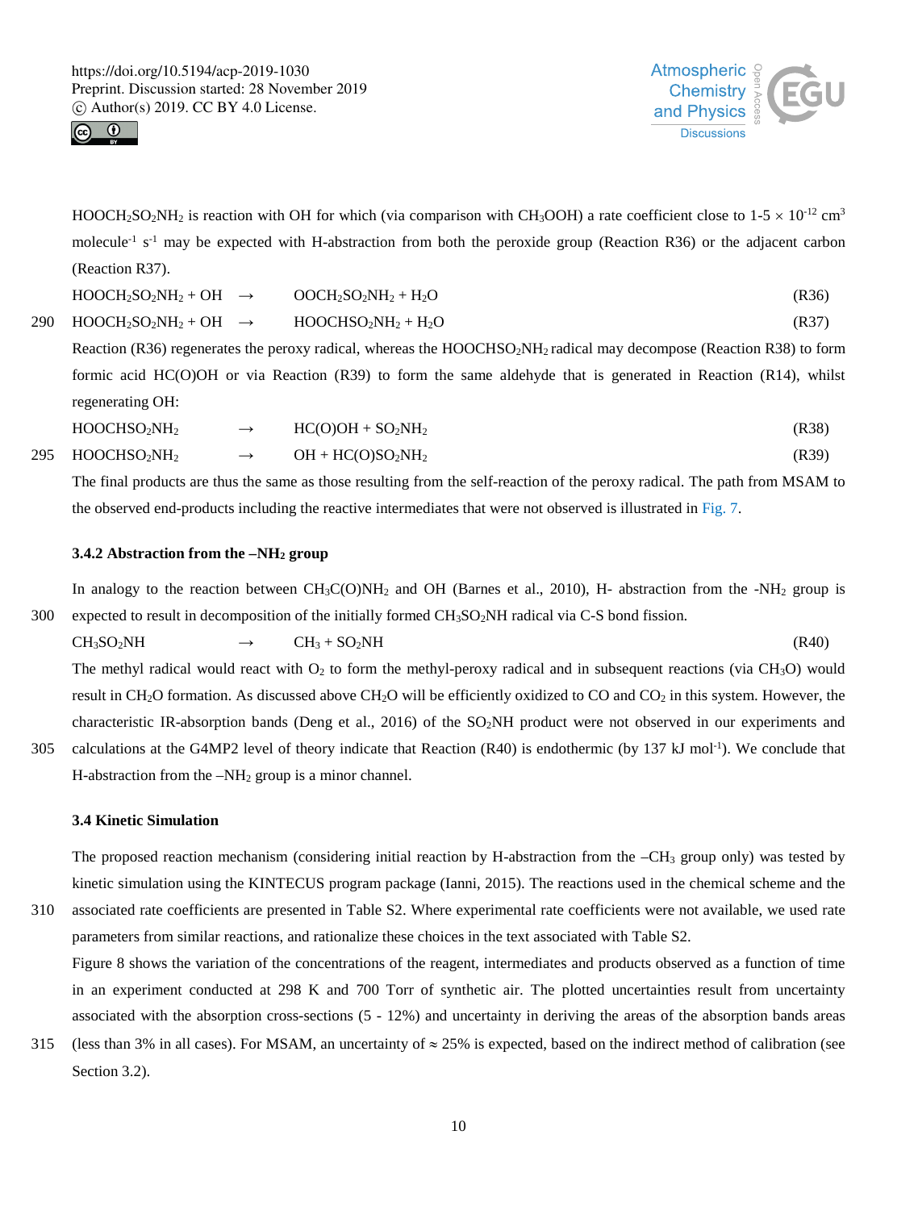$HOOCH_2SO_2NH_2$ is reaction with OH for which (via comparison with $CH_3OOH$) a rate coefficient close to 1-5 × $10^{-12}$ $cm^3$ $molecule^{-1}$ $s^{-1}$ may be expected with H-abstraction from both the peroxide group (Reaction R36) or the adjacent carbon (Reaction R37).

$$HOOCH_2SO_2NH_2 + OH \rightarrow OOCH_2SO_2NH_2 + H_2O \quad (R36)$$

$$HOOCH_2SO_2NH_2 + OH \rightarrow HOOCHSO_2NH_2 + H_2O \quad (R37)$$

Reaction (R36) regenerates the peroxy radical, whereas the $HOOCHSO_2NH_2$ radical may decompose (Reaction R38) to form formic acid HC(O)OH or via Reaction (R39) to form the same aldehyde that is generated in Reaction (R14), whilst regenerating OH:

$$HOOCHSO_2NH_2 \rightarrow HC(O)OH + SO_2NH_2 \quad (R38)$$

$$HOOCHSO_2NH_2 \rightarrow OH + HC(O)SO_2NH_2 \quad (R39)$$

The final products are thus the same as those resulting from the self-reaction of the peroxy radical. The path from MSAM to the observed end-products including the reactive intermediates that were not observed is illustrated in Fig. 7.

### 3.4.2 Abstraction from the $–NH_2$ group

In analogy to the reaction between $CH_3C(O)NH_2$ and OH (Barnes et al., 2010), H- abstraction from the $-NH_2$ group is expected to result in decomposition of the initially formed $CH_3SO_2NH$ radical via C-S bond fission.

$$CH_3SO_2NH \rightarrow CH_3 + SO_2NH \quad (R40)$$

The methyl radical would react with $O_2$ to form the methyl-peroxy radical and in subsequent reactions (via $CH_3O$) would result in $CH_2O$ formation. As discussed above $CH_2O$ will be efficiently oxidized to CO and $CO_2$ in this system. However, the characteristic IR-absorption bands (Deng et al., 2016) of the $SO_2NH$ product were not observed in our experiments and calculations at the G4MP2 level of theory indicate that Reaction (R40) is endothermic (by 137 kJ $mol^{-1}$). We conclude that H-abstraction from the $–NH_2$ group is a minor channel.

### 3.4 Kinetic Simulation

The proposed reaction mechanism (considering initial reaction by H-abstraction from the $–CH_3$ group only) was tested by kinetic simulation using the KINTECUS program package (Ianni, 2015). The reactions used in the chemical scheme and the associated rate coefficients are presented in Table S2. Where experimental rate coefficients were not available, we used rate parameters from similar reactions, and rationalize these choices in the text associated with Table S2.

Figure 8 shows the variation of the concentrations of the reagent, intermediates and products observed as a function of time in an experiment conducted at 298 K and 700 Torr of synthetic air. The plotted uncertainties result from uncertainty associated with the absorption cross-sections (5 - 12%) and uncertainty in deriving the areas of the absorption bands areas (less than 3% in all cases). For MSAM, an uncertainty of ≈ 25% is expected, based on the indirect method of calibration (see Section 3.2).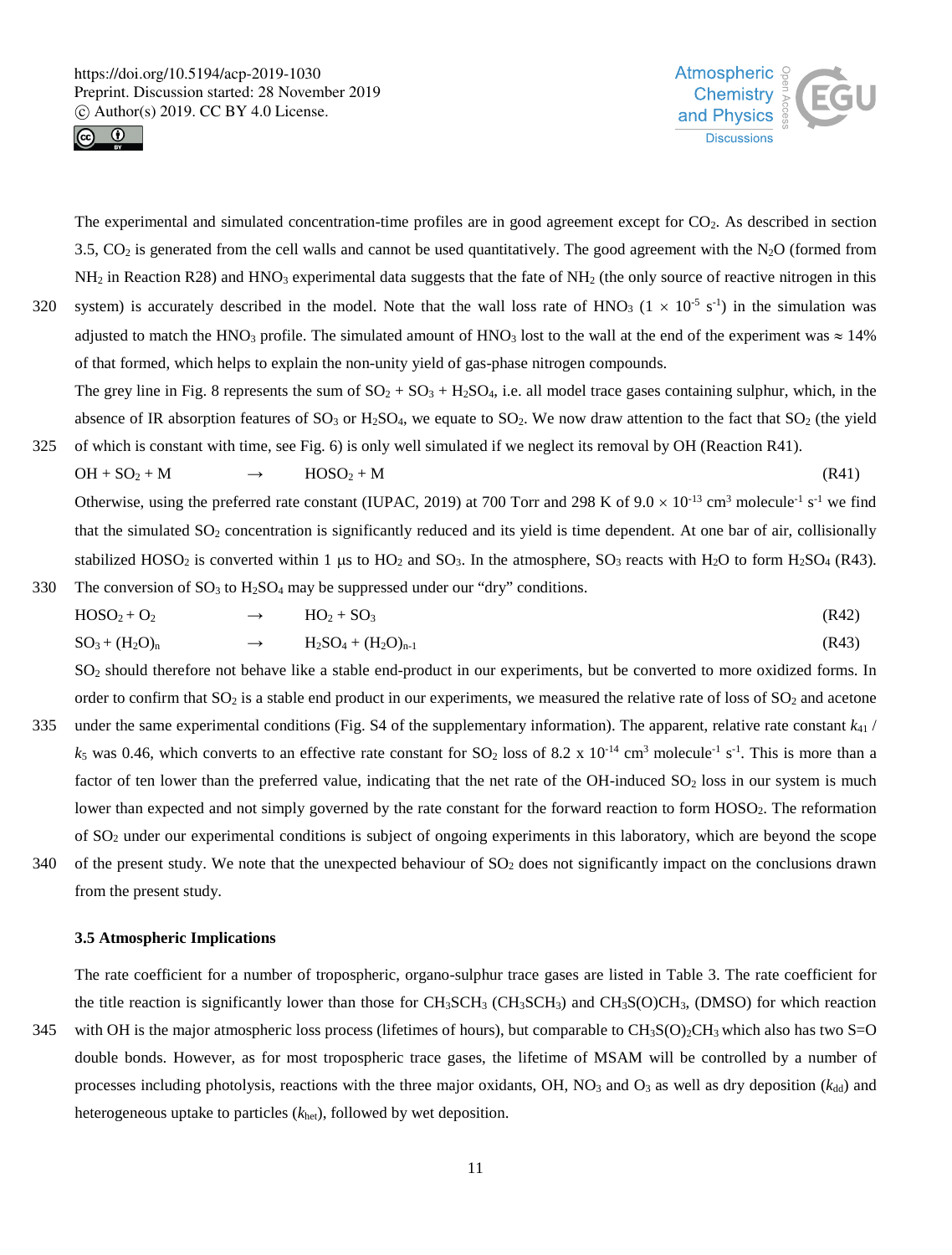The experimental and simulated concentration-time profiles are in good agreement except for $CO_2$. As described in section 3.5, $CO_2$ is generated from the cell walls and cannot be used quantitatively. The good agreement with the $N_2O$ (formed from $NH_2$ in Reaction R28) and $HNO_3$ experimental data suggests that the fate of $NH_2$ (the only source of reactive nitrogen in this system) is accurately described in the model. Note that the wall loss rate of $HNO_3$ ($1 \times 10^{-5}$ $s^{-1}$) in the simulation was adjusted to match the $HNO_3$ profile. The simulated amount of $HNO_3$ lost to the wall at the end of the experiment was ≈ 14% of that formed, which helps to explain the non-unity yield of gas-phase nitrogen compounds.

The grey line in Fig. 8 represents the sum of $SO_2$ + $SO_3$ + $H_2SO_4$, i.e. all model trace gases containing sulphur, which, in the absence of IR absorption features of $SO_3$ or $H_2SO_4$, we equate to $SO_2$. We now draw attention to the fact that $SO_2$ (the yield of which is constant with time, see Fig. 6) is only well simulated if we neglect its removal by OH (Reaction R41).

$$OH + SO_2 + M \rightarrow HOSO_2 + M \quad \text{(R41)}$$

Otherwise, using the preferred rate constant (IUPAC, 2019) at 700 Torr and 298 K of $9.0 \times 10^{-13}$ $cm^3$ $molecule^{-1}$ $s^{-1}$ we find that the simulated $SO_2$ concentration is significantly reduced and its yield is time dependent. At one bar of air, collisionally stabilized $HOSO_2$ is converted within 1 µs to $HO_2$ and $SO_3$. In the atmosphere, $SO_3$ reacts with $H_2O$ to form $H_2SO_4$ (R43). The conversion of $SO_3$ to $H_2SO_4$ may be suppressed under our "dry" conditions.

$$HOSO_2 + O_2 \rightarrow HO_2 + SO_3 \quad \text{(R42)}$$

$$SO_3 + (H_2O)_n \rightarrow H_2SO_4 + (H_2O)_{n-1} \quad \text{(R43)}$$

$SO_2$ should therefore not behave like a stable end-product in our experiments, but be converted to more oxidized forms. In order to confirm that $SO_2$ is a stable end product in our experiments, we measured the relative rate of loss of $SO_2$ and acetone under the same experimental conditions (Fig. S4 of the supplementary information). The apparent, relative rate constant $k_{41}$ / $k_5$ was 0.46, which converts to an effective rate constant for $SO_2$ loss of $8.2 \times 10^{-14}$ $cm^3$ $molecule^{-1}$ $s^{-1}$. This is more than a factor of ten lower than the preferred value, indicating that the net rate of the OH-induced $SO_2$ loss in our system is much lower than expected and not simply governed by the rate constant for the forward reaction to form $HOSO_2$. The reformation of $SO_2$ under our experimental conditions is subject of ongoing experiments in this laboratory, which are beyond the scope of the present study. We note that the unexpected behaviour of $SO_2$ does not significantly impact on the conclusions drawn from the present study.

### 3.5 Atmospheric Implications

The rate coefficient for a number of tropospheric, organo-sulphur trace gases are listed in Table 3. The rate coefficient for the title reaction is significantly lower than those for $CH_3SCH_3$ ($CH_3SCH_3$) and $CH_3S(O)CH_3$, (DMSO) for which reaction with OH is the major atmospheric loss process (lifetimes of hours), but comparable to $CH_3S(O)_2CH_3$ which also has two S=O double bonds. However, as for most tropospheric trace gases, the lifetime of MSAM will be controlled by a number of processes including photolysis, reactions with the three major oxidants, OH, $NO_3$ and $O_3$ as well as dry deposition ($k_{dd}$) and heterogeneous uptake to particles ($k_{het}$), followed by wet deposition.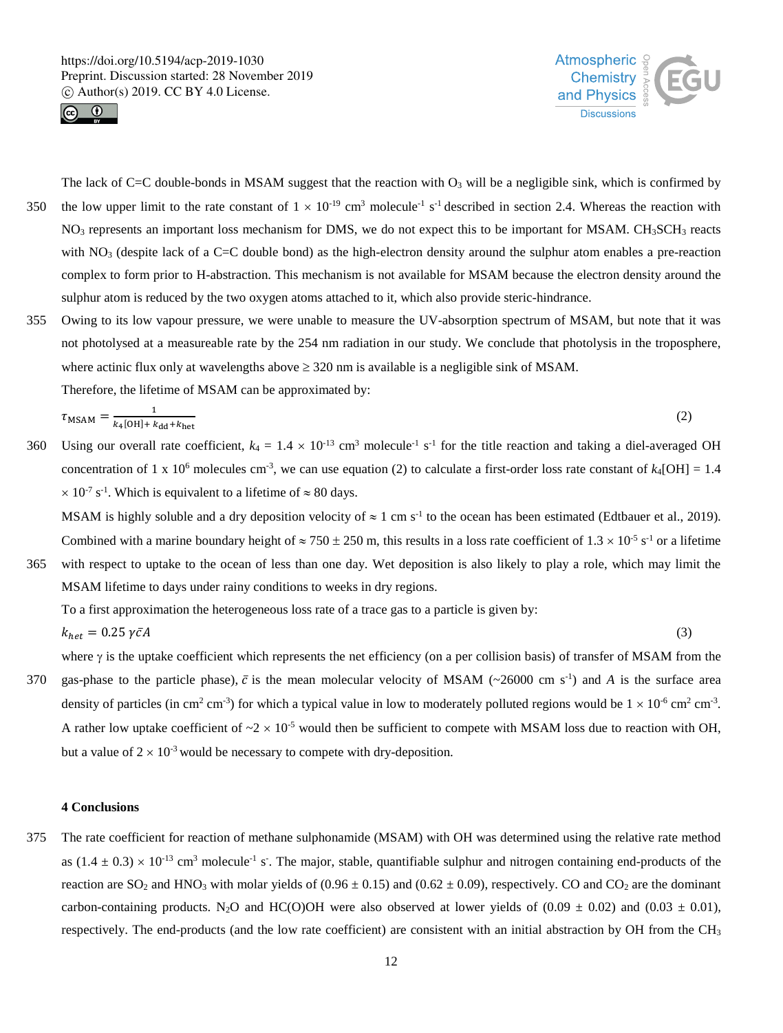The lack of C=C double-bonds in MSAM suggest that the reaction with $O_3$ will be a negligible sink, which is confirmed by the low upper limit to the rate constant of $1 \times 10^{-19}$ cm$^3$ molecule$^{-1}$ s$^{-1}$ described in section 2.4. Whereas the reaction with $NO_3$ represents an important loss mechanism for DMS, we do not expect this to be important for MSAM. $CH_3SCH_3$ reacts with $NO_3$ (despite lack of a C=C double bond) as the high-electron density around the sulphur atom enables a pre-reaction complex to form prior to H-abstraction. This mechanism is not available for MSAM because the electron density around the sulphur atom is reduced by the two oxygen atoms attached to it, which also provide steric-hindrance.

Owing to its low vapour pressure, we were unable to measure the UV-absorption spectrum of MSAM, but note that it was not photolysed at a measureable rate by the 254 nm radiation in our study. We conclude that photolysis in the troposphere, where actinic flux only at wavelengths above ≥ 320 nm is available is a negligible sink of MSAM.

Therefore, the lifetime of MSAM can be approximated by:

$$\tau_{\mathrm{MSAM}} = \frac{1}{k_4[\mathrm{OH}] + k_{\mathrm{dd}} + k_{\mathrm{het}}} \tag{2}$$

Using our overall rate coefficient, $k_4 = 1.4 \times 10^{-13}$ cm$^3$ molecule$^{-1}$ s$^{-1}$ for the title reaction and taking a diel-averaged OH concentration of 1 x $10^6$ molecules cm$^{-3}$, we can use equation (2) to calculate a first-order loss rate constant of $k_4[\mathrm{OH}] = 1.4 \times 10^{-7}$ s$^{-1}$. Which is equivalent to a lifetime of ≈ 80 days.

MSAM is highly soluble and a dry deposition velocity of ≈ 1 cm s$^{-1}$ to the ocean has been estimated (Edtbauer et al., 2019). Combined with a marine boundary height of ≈ 750 ± 250 m, this results in a loss rate coefficient of $1.3 \times 10^{-5}$ s$^{-1}$ or a lifetime with respect to uptake to the ocean of less than one day. Wet deposition is also likely to play a role, which may limit the MSAM lifetime to days under rainy conditions to weeks in dry regions.

To a first approximation the heterogeneous loss rate of a trace gas to a particle is given by:

$$k_{het} = 0.25\,\gamma \bar{c} A \tag{3}$$

where γ is the uptake coefficient which represents the net efficiency (on a per collision basis) of transfer of MSAM from the gas-phase to the particle phase), $\bar{c}$ is the mean molecular velocity of MSAM (~26000 cm s$^{-1}$) and $A$ is the surface area density of particles (in cm$^2$ cm$^{-3}$) for which a typical value in low to moderately polluted regions would be $1 \times 10^{-6}$ cm$^2$ cm$^{-3}$. A rather low uptake coefficient of ~$2 \times 10^{-5}$ would then be sufficient to compete with MSAM loss due to reaction with OH, but a value of $2 \times 10^{-3}$ would be necessary to compete with dry-deposition.

## 4 Conclusions

The rate coefficient for reaction of methane sulphonamide (MSAM) with OH was determined using the relative rate method as $(1.4 \pm 0.3) \times 10^{-13}$ cm$^3$ molecule$^{-1}$ s$^{-}$. The major, stable, quantifiable sulphur and nitrogen containing end-products of the reaction are $SO_2$ and $HNO_3$ with molar yields of (0.96 ± 0.15) and (0.62 ± 0.09), respectively. CO and $CO_2$ are the dominant carbon-containing products. $N_2O$ and HC(O)OH were also observed at lower yields of (0.09 ± 0.02) and (0.03 ± 0.01), respectively. The end-products (and the low rate coefficient) are consistent with an initial abstraction by OH from the $CH_3$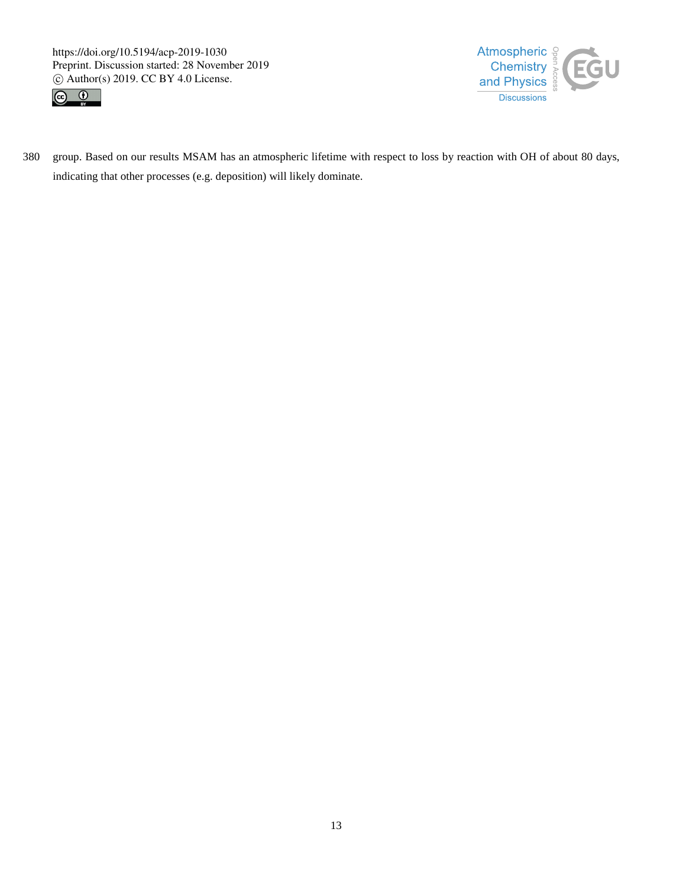group. Based on our results MSAM has an atmospheric lifetime with respect to loss by reaction with OH of about 80 days, indicating that other processes (e.g. deposition) will likely dominate.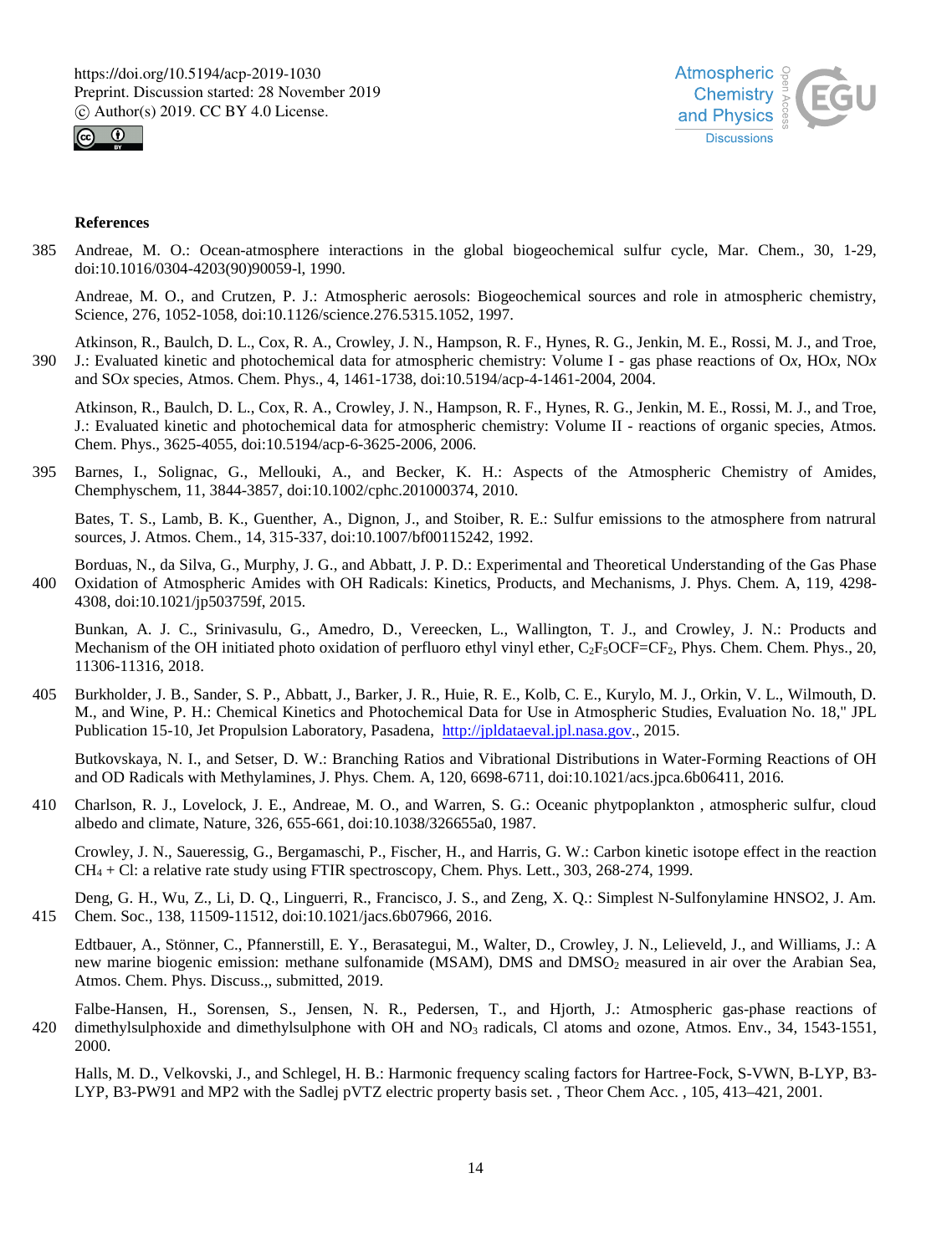**References**

Andreae, M. O.: Ocean-atmosphere interactions in the global biogeochemical sulfur cycle, Mar. Chem., 30, 1-29, doi:10.1016/0304-4203(90)90059-l, 1990.

Andreae, M. O., and Crutzen, P. J.: Atmospheric aerosols: Biogeochemical sources and role in atmospheric chemistry, Science, 276, 1052-1058, doi:10.1126/science.276.5315.1052, 1997.

Atkinson, R., Baulch, D. L., Cox, R. A., Crowley, J. N., Hampson, R. F., Hynes, R. G., Jenkin, M. E., Rossi, M. J., and Troe, J.: Evaluated kinetic and photochemical data for atmospheric chemistry: Volume I - gas phase reactions of O*x*, HO*x*, NO*x* and SO*x* species, Atmos. Chem. Phys., 4, 1461-1738, doi:10.5194/acp-4-1461-2004, 2004.

Atkinson, R., Baulch, D. L., Cox, R. A., Crowley, J. N., Hampson, R. F., Hynes, R. G., Jenkin, M. E., Rossi, M. J., and Troe, J.: Evaluated kinetic and photochemical data for atmospheric chemistry: Volume II - reactions of organic species, Atmos. Chem. Phys., 3625-4055, doi:10.5194/acp-6-3625-2006, 2006.

Barnes, I., Solignac, G., Mellouki, A., and Becker, K. H.: Aspects of the Atmospheric Chemistry of Amides, Chemphyschem, 11, 3844-3857, doi:10.1002/cphc.201000374, 2010.

Bates, T. S., Lamb, B. K., Guenther, A., Dignon, J., and Stoiber, R. E.: Sulfur emissions to the atmosphere from natrural sources, J. Atmos. Chem., 14, 315-337, doi:10.1007/bf00115242, 1992.

Borduas, N., da Silva, G., Murphy, J. G., and Abbatt, J. P. D.: Experimental and Theoretical Understanding of the Gas Phase Oxidation of Atmospheric Amides with OH Radicals: Kinetics, Products, and Mechanisms, J. Phys. Chem. A, 119, 4298-4308, doi:10.1021/jp503759f, 2015.

Bunkan, A. J. C., Srinivasulu, G., Amedro, D., Vereecken, L., Wallington, T. J., and Crowley, J. N.: Products and Mechanism of the OH initiated photo oxidation of perfluoro ethyl vinyl ether, $C_2F_5OCF=CF_2$, Phys. Chem. Chem. Phys., 20, 11306-11316, 2018.

Burkholder, J. B., Sander, S. P., Abbatt, J., Barker, J. R., Huie, R. E., Kolb, C. E., Kurylo, M. J., Orkin, V. L., Wilmouth, D. M., and Wine, P. H.: Chemical Kinetics and Photochemical Data for Use in Atmospheric Studies, Evaluation No. 18," JPL Publication 15-10, Jet Propulsion Laboratory, Pasadena, http://jpldataeval.jpl.nasa.gov., 2015.

Butkovskaya, N. I., and Setser, D. W.: Branching Ratios and Vibrational Distributions in Water-Forming Reactions of OH and OD Radicals with Methylamines, J. Phys. Chem. A, 120, 6698-6711, doi:10.1021/acs.jpca.6b06411, 2016.

Charlson, R. J., Lovelock, J. E., Andreae, M. O., and Warren, S. G.: Oceanic phytpoplankton , atmospheric sulfur, cloud albedo and climate, Nature, 326, 655-661, doi:10.1038/326655a0, 1987.

Crowley, J. N., Saueressig, G., Bergamaschi, P., Fischer, H., and Harris, G. W.: Carbon kinetic isotope effect in the reaction $CH_4$ + Cl: a relative rate study using FTIR spectroscopy, Chem. Phys. Lett., 303, 268-274, 1999.

Deng, G. H., Wu, Z., Li, D. Q., Linguerri, R., Francisco, J. S., and Zeng, X. Q.: Simplest N-Sulfonylamine HNSO2, J. Am. Chem. Soc., 138, 11509-11512, doi:10.1021/jacs.6b07966, 2016.

Edtbauer, A., Stönner, C., Pfannerstill, E. Y., Berasategui, M., Walter, D., Crowley, J. N., Lelieveld, J., and Williams, J.: A new marine biogenic emission: methane sulfonamide (MSAM), DMS and $DMSO_2$ measured in air over the Arabian Sea, Atmos. Chem. Phys. Discuss.,, submitted, 2019.

Falbe-Hansen, H., Sorensen, S., Jensen, N. R., Pedersen, T., and Hjorth, J.: Atmospheric gas-phase reactions of dimethylsulphoxide and dimethylsulphone with OH and $NO_3$ radicals, Cl atoms and ozone, Atmos. Env., 34, 1543-1551, 2000.

Halls, M. D., Velkovski, J., and Schlegel, H. B.: Harmonic frequency scaling factors for Hartree-Fock, S-VWN, B-LYP, B3-LYP, B3-PW91 and MP2 with the Sadlej pVTZ electric property basis set. , Theor Chem Acc. , 105, 413–421, 2001.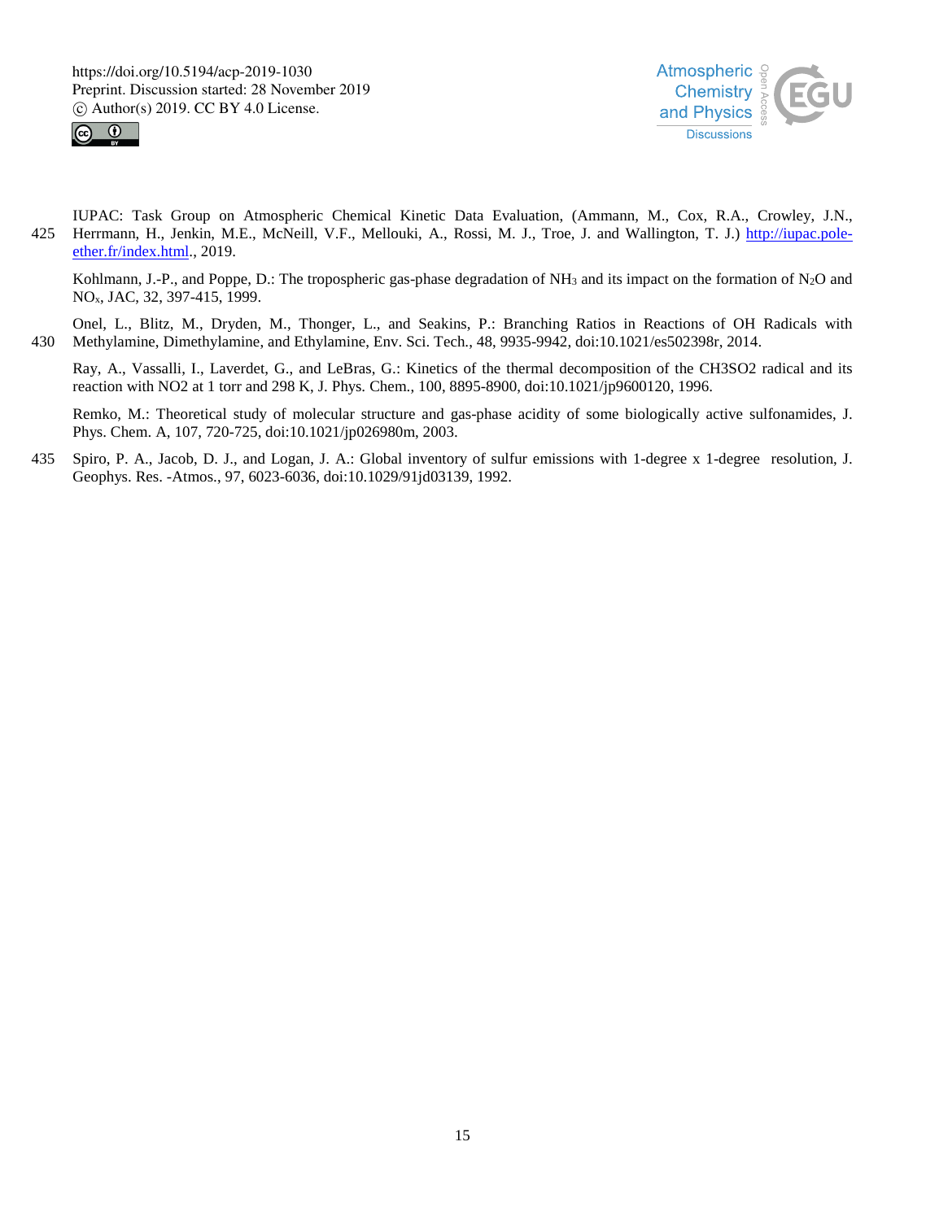IUPAC: Task Group on Atmospheric Chemical Kinetic Data Evaluation, (Ammann, M., Cox, R.A., Crowley, J.N., Herrmann, H., Jenkin, M.E., McNeill, V.F., Mellouki, A., Rossi, M. J., Troe, J. and Wallington, T. J.) http://iupac.pole-ether.fr/index.html., 2019.

Kohlmann, J.-P., and Poppe, D.: The tropospheric gas-phase degradation of $NH_3$ and its impact on the formation of $N_2O$ and $NO_x$, JAC, 32, 397-415, 1999.

Onel, L., Blitz, M., Dryden, M., Thonger, L., and Seakins, P.: Branching Ratios in Reactions of OH Radicals with Methylamine, Dimethylamine, and Ethylamine, Env. Sci. Tech., 48, 9935-9942, doi:10.1021/es502398r, 2014.

Ray, A., Vassalli, I., Laverdet, G., and LeBras, G.: Kinetics of the thermal decomposition of the CH3SO2 radical and its reaction with NO2 at 1 torr and 298 K, J. Phys. Chem., 100, 8895-8900, doi:10.1021/jp9600120, 1996.

Remko, M.: Theoretical study of molecular structure and gas-phase acidity of some biologically active sulfonamides, J. Phys. Chem. A, 107, 720-725, doi:10.1021/jp026980m, 2003.

Spiro, P. A., Jacob, D. J., and Logan, J. A.: Global inventory of sulfur emissions with 1-degree x 1-degree resolution, J. Geophys. Res. -Atmos., 97, 6023-6036, doi:10.1029/91jd03139, 1992.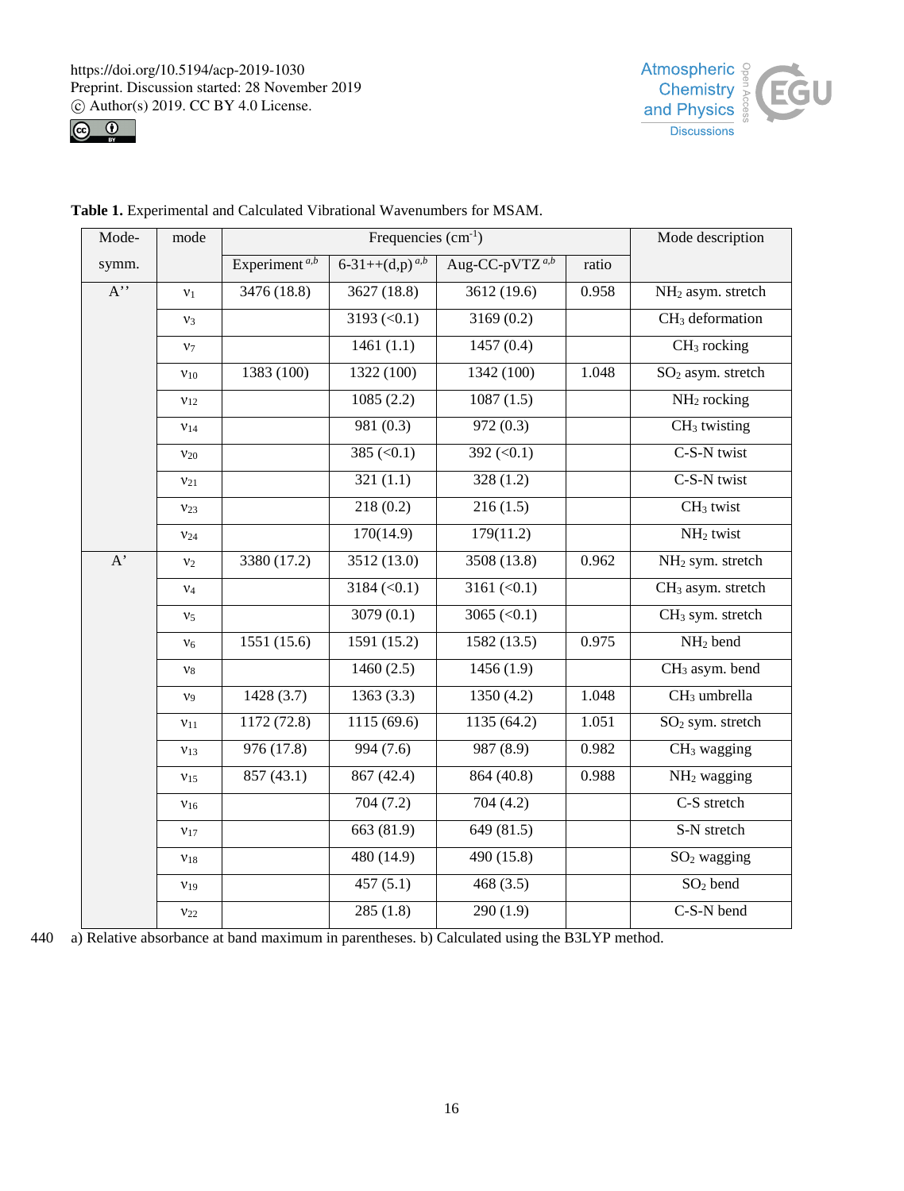**Table 1.** Experimental and Calculated Vibrational Wavenumbers for MSAM.

| Mode-symm. | mode | Frequencies ($cm^{-1}$) | | | | Mode description |
|---|---|---|---|---|---|---|
| | | Experiment [a,b] | 6-31++(d,p) [a,b] | Aug-CC-pVTZ [a,b] | ratio | |
| A’’ | $\nu_1$ | 3476 (18.8) | 3627 (18.8) | 3612 (19.6) | 0.958 | $NH_2$ asym. stretch |
| | $\nu_3$ | | 3193 (<0.1) | 3169 (0.2) | | $CH_3$ deformation |
| | $\nu_7$ | | 1461 (1.1) | 1457 (0.4) | | $CH_3$ rocking |
| | $\nu_{10}$ | 1383 (100) | 1322 (100) | 1342 (100) | 1.048 | $SO_2$ asym. stretch |
| | $\nu_{12}$ | | 1085 (2.2) | 1087 (1.5) | | $NH_2$ rocking |
| | $\nu_{14}$ | | 981 (0.3) | 972 (0.3) | | $CH_3$ twisting |
| | $\nu_{20}$ | | 385 (<0.1) | 392 (<0.1) | | C-S-N twist |
| | $\nu_{21}$ | | 321 (1.1) | 328 (1.2) | | C-S-N twist |
| | $\nu_{23}$ | | 218 (0.2) | 216 (1.5) | | $CH_3$ twist |
| | $\nu_{24}$ | | 170(14.9) | 179(11.2) | | $NH_2$ twist |
| A’ | $\nu_2$ | 3380 (17.2) | 3512 (13.0) | 3508 (13.8) | 0.962 | $NH_2$ sym. stretch |
| | $\nu_4$ | | 3184 (<0.1) | 3161 (<0.1) | | $CH_3$ asym. stretch |
| | $\nu_5$ | | 3079 (0.1) | 3065 (<0.1) | | $CH_3$ sym. stretch |
| | $\nu_6$ | 1551 (15.6) | 1591 (15.2) | 1582 (13.5) | 0.975 | $NH_2$ bend |
| | $\nu_8$ | | 1460 (2.5) | 1456 (1.9) | | $CH_3$ asym. bend |
| | $\nu_9$ | 1428 (3.7) | 1363 (3.3) | 1350 (4.2) | 1.048 | $CH_3$ umbrella |
| | $\nu_{11}$ | 1172 (72.8) | 1115 (69.6) | 1135 (64.2) | 1.051 | $SO_2$ sym. stretch |
| | $\nu_{13}$ | 976 (17.8) | 994 (7.6) | 987 (8.9) | 0.982 | $CH_3$ wagging |
| | $\nu_{15}$ | 857 (43.1) | 867 (42.4) | 864 (40.8) | 0.988 | $NH_2$ wagging |
| | $\nu_{16}$ | | 704 (7.2) | 704 (4.2) | | C-S stretch |
| | $\nu_{17}$ | | 663 (81.9) | 649 (81.5) | | S-N stretch |
| | $\nu_{18}$ | | 480 (14.9) | 490 (15.8) | | $SO_2$ wagging |
| | $\nu_{19}$ | | 457 (5.1) | 468 (3.5) | | $SO_2$ bend |
| | $\nu_{22}$ | | 285 (1.8) | 290 (1.9) | | C-S-N bend |

a) Relative absorbance at band maximum in parentheses. b) Calculated using the B3LYP method.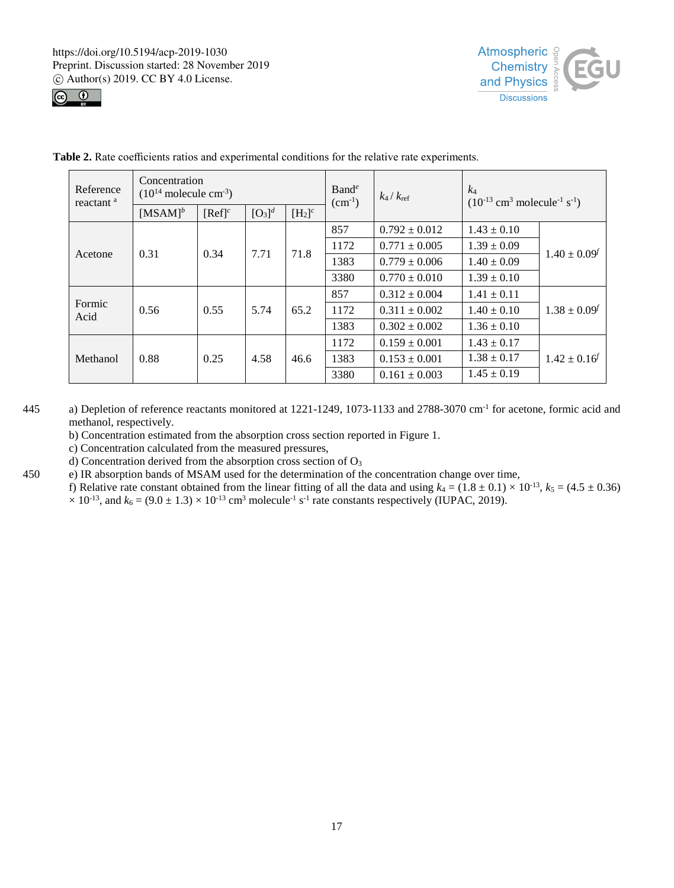**Table 2.** Rate coefficients ratios and experimental conditions for the relative rate experiments.

| Reference reactant [a] | Concentration ($10^{14}$ molecule cm$^{-3}$) | | | | Band[e] (cm$^{-1}$) | $k_4$ / $k_{ref}$ | $k_4$ ($10^{-13}$ cm$^3$ molecule$^{-1}$ s$^{-1}$) | |
|---|---|---|---|---|---|---|---|---|
| | [MSAM][b] | [Ref][c] | [$O_3$][d] | [$H_2$][c] | | | | |
| Acetone | 0.31 | 0.34 | 7.71 | 71.8 | 857 | 0.792 ± 0.012 | 1.43 ± 0.10 | 1.40 ± 0.09[f] |
| | | | | | 1172 | 0.771 ± 0.005 | 1.39 ± 0.09 | |
| | | | | | 1383 | 0.779 ± 0.006 | 1.40 ± 0.09 | |
| | | | | | 3380 | 0.770 ± 0.010 | 1.39 ± 0.10 | |
| Formic Acid | 0.56 | 0.55 | 5.74 | 65.2 | 857 | 0.312 ± 0.004 | 1.41 ± 0.11 | 1.38 ± 0.09[f] |
| | | | | | 1172 | 0.311 ± 0.002 | 1.40 ± 0.10 | |
| | | | | | 1383 | 0.302 ± 0.002 | 1.36 ± 0.10 | |
| Methanol | 0.88 | 0.25 | 4.58 | 46.6 | 1172 | 0.159 ± 0.001 | 1.43 ± 0.17 | 1.42 ± 0.16[f] |
| | | | | | 1383 | 0.153 ± 0.001 | 1.38 ± 0.17 | |
| | | | | | 3380 | 0.161 ± 0.003 | 1.45 ± 0.19 | |

a) Depletion of reference reactants monitored at 1221-1249, 1073-1133 and 2788-3070 cm$^{-1}$ for acetone, formic acid and methanol, respectively.
b) Concentration estimated from the absorption cross section reported in Figure 1.
c) Concentration calculated from the measured pressures,
d) Concentration derived from the absorption cross section of $O_3$
e) IR absorption bands of MSAM used for the determination of the concentration change over time,
f) Relative rate constant obtained from the linear fitting of all the data and using $k_4 = (1.8 \pm 0.1) \times 10^{-13}$, $k_5 = (4.5 \pm 0.36) \times 10^{-13}$, and $k_6 = (9.0 \pm 1.3) \times 10^{-13}$ cm$^3$ molecule$^{-1}$ s$^{-1}$ rate constants respectively (IUPAC, 2019).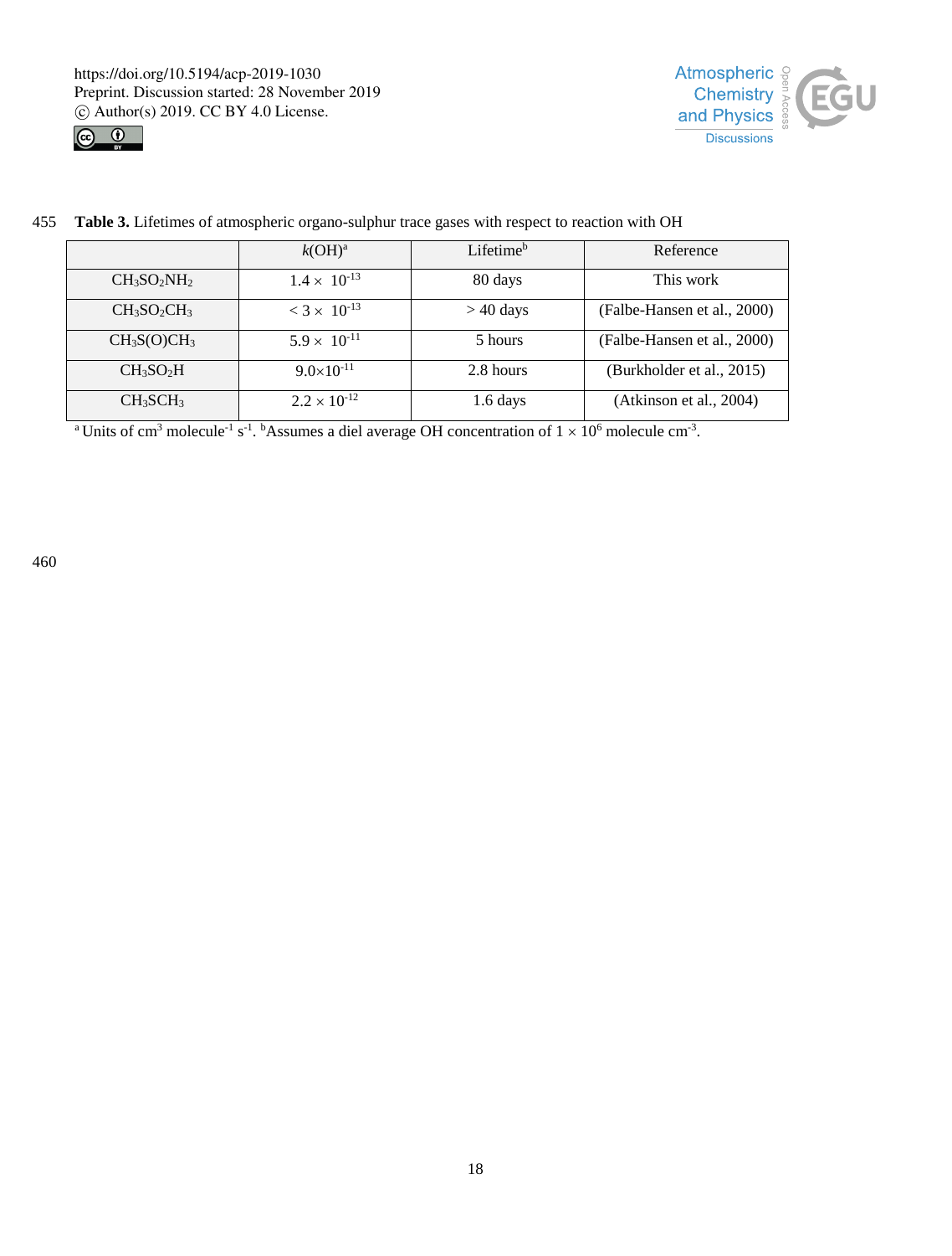**Table 3.** Lifetimes of atmospheric organo-sulphur trace gases with respect to reaction with OH

| | $k$(OH)[a] | Lifetime[b] | Reference |
|---|---|---|---|
| $CH_3SO_2NH_2$ | $1.4 \times 10^{-13}$ | 80 days | This work |
| $CH_3SO_2CH_3$ | $< 3 \times 10^{-13}$ | > 40 days | (Falbe-Hansen et al., 2000) |
| $CH_3S(O)CH_3$ | $5.9 \times 10^{-11}$ | 5 hours | (Falbe-Hansen et al., 2000) |
| $CH_3SO_2H$ | $9.0 \times 10^{-11}$ | 2.8 hours | (Burkholder et al., 2015) |
| $CH_3SCH_3$ | $2.2 \times 10^{-12}$ | 1.6 days | (Atkinson et al., 2004) |

[a] Units of $cm^3$ $molecule^{-1}$ $s^{-1}$. [b]Assumes a diel average OH concentration of $1 \times 10^6$ molecule $cm^{-3}$.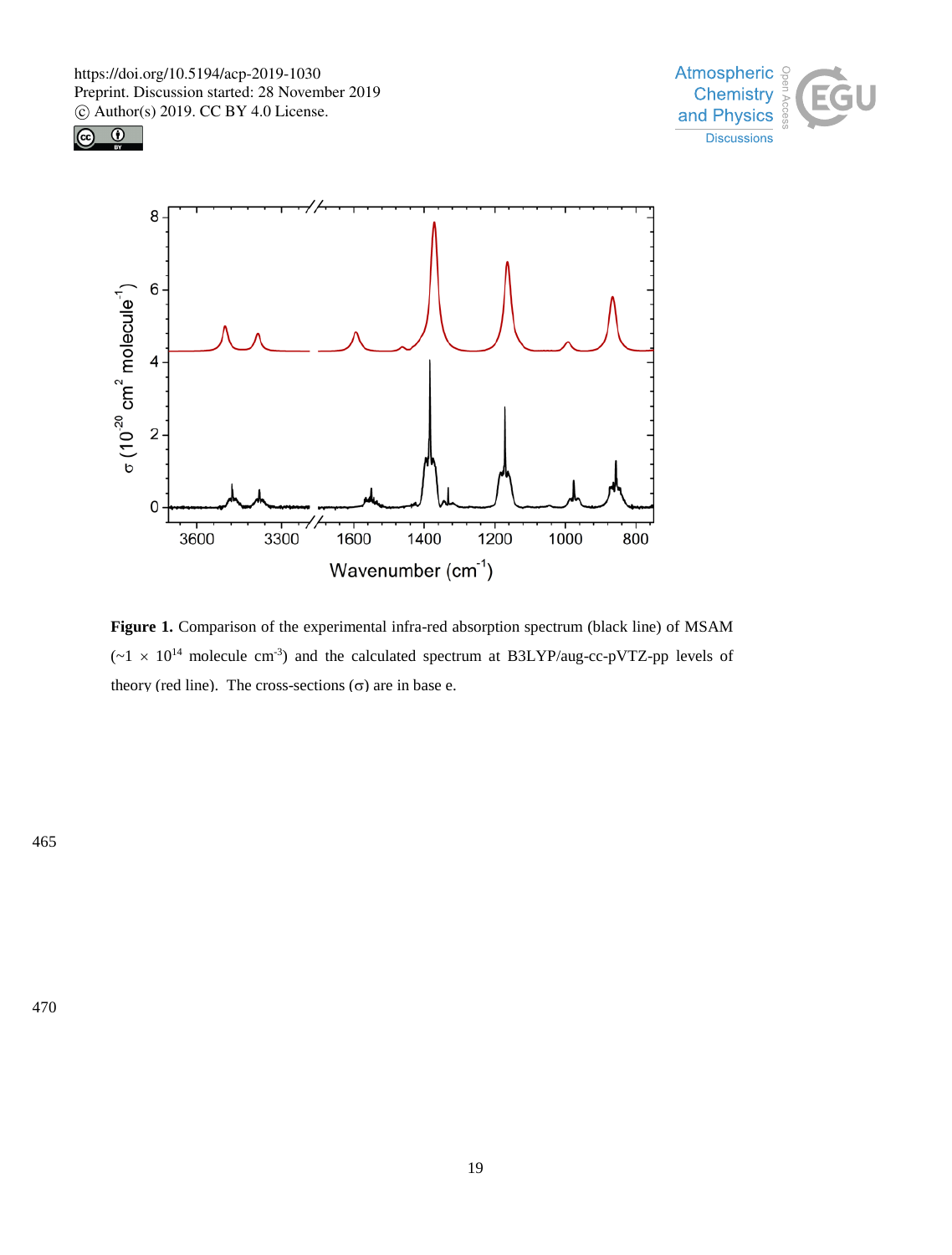**Figure 1.** Comparison of the experimental infra-red absorption spectrum (black line) of MSAM ($\sim 1 \times 10^{14}$ molecule $cm^{-3}$) and the calculated spectrum at B3LYP/aug-cc-pVTZ-pp levels of theory (red line). The cross-sections ($\sigma$) are in base e.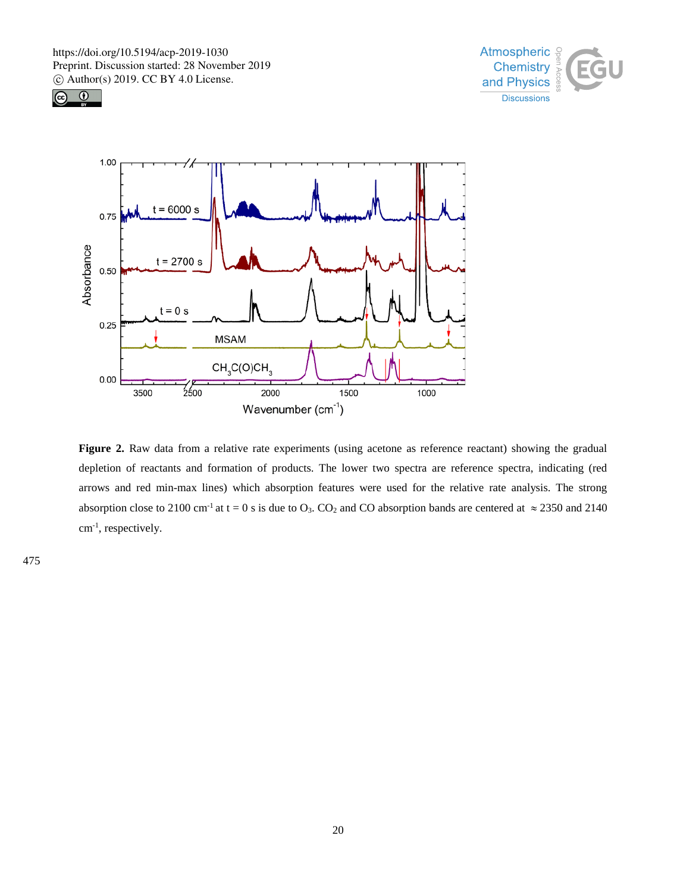**Figure 2.** Raw data from a relative rate experiments (using acetone as reference reactant) showing the gradual depletion of reactants and formation of products. The lower two spectra are reference spectra, indicating (red arrows and red min-max lines) which absorption features were used for the relative rate analysis. The strong absorption close to 2100 $cm^{-1}$ at t = 0 s is due to $O_3$. $CO_2$ and CO absorption bands are centered at ≈ 2350 and 2140 $cm^{-1}$, respectively.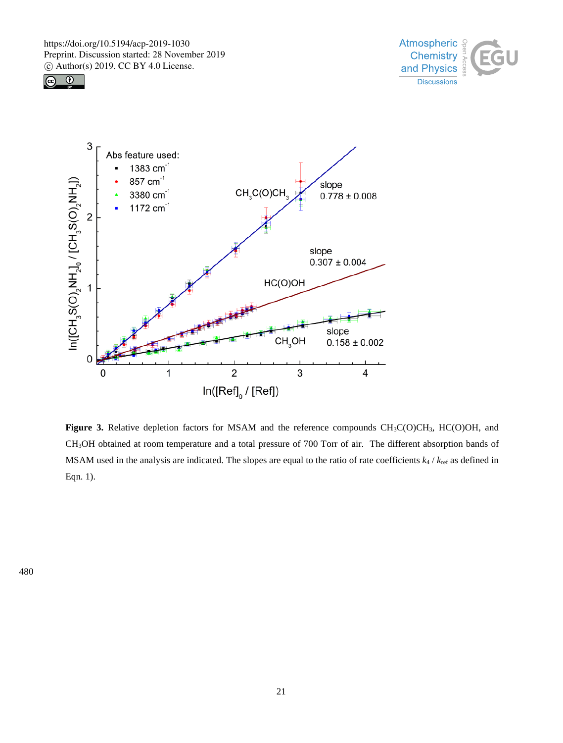**Figure 3.** Relative depletion factors for MSAM and the reference compounds $CH_3C(O)CH_3$, HC(O)OH, and $CH_3OH$ obtained at room temperature and a total pressure of 700 Torr of air. The different absorption bands of MSAM used in the analysis are indicated. The slopes are equal to the ratio of rate coefficients $k_4$ / $k_{ref}$ as defined in Eqn. 1).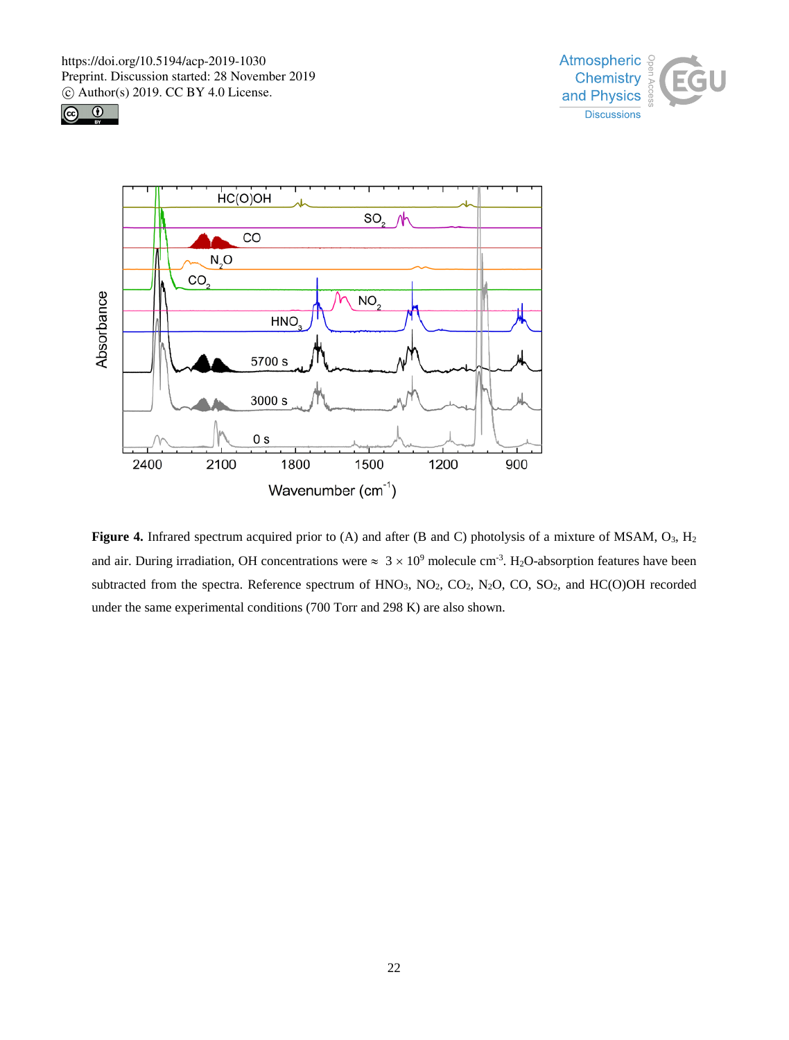**Figure 4.** Infrared spectrum acquired prior to (A) and after (B and C) photolysis of a mixture of MSAM, $O_3$, $H_2$ and air. During irradiation, OH concentrations were ≈ $3 \times 10^9$ molecule $cm^{-3}$. $H_2O$-absorption features have been subtracted from the spectra. Reference spectrum of $HNO_3$, $NO_2$, $CO_2$, $N_2O$, CO, $SO_2$, and HC(O)OH recorded under the same experimental conditions (700 Torr and 298 K) are also shown.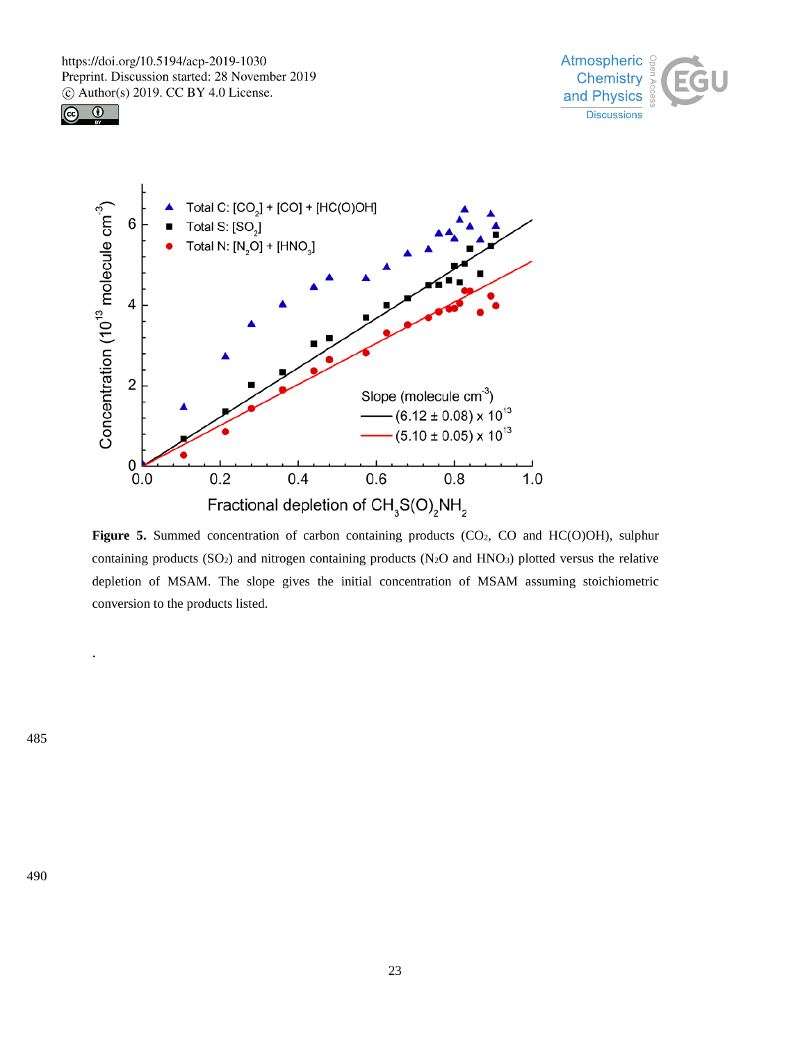**Figure 5.** Summed concentration of carbon containing products ($CO_2$, CO and HC(O)OH), sulphur containing products ($SO_2$) and nitrogen containing products ($N_2O$ and $HNO_3$) plotted versus the relative depletion of MSAM. The slope gives the initial concentration of MSAM assuming stoichiometric conversion to the products listed.

.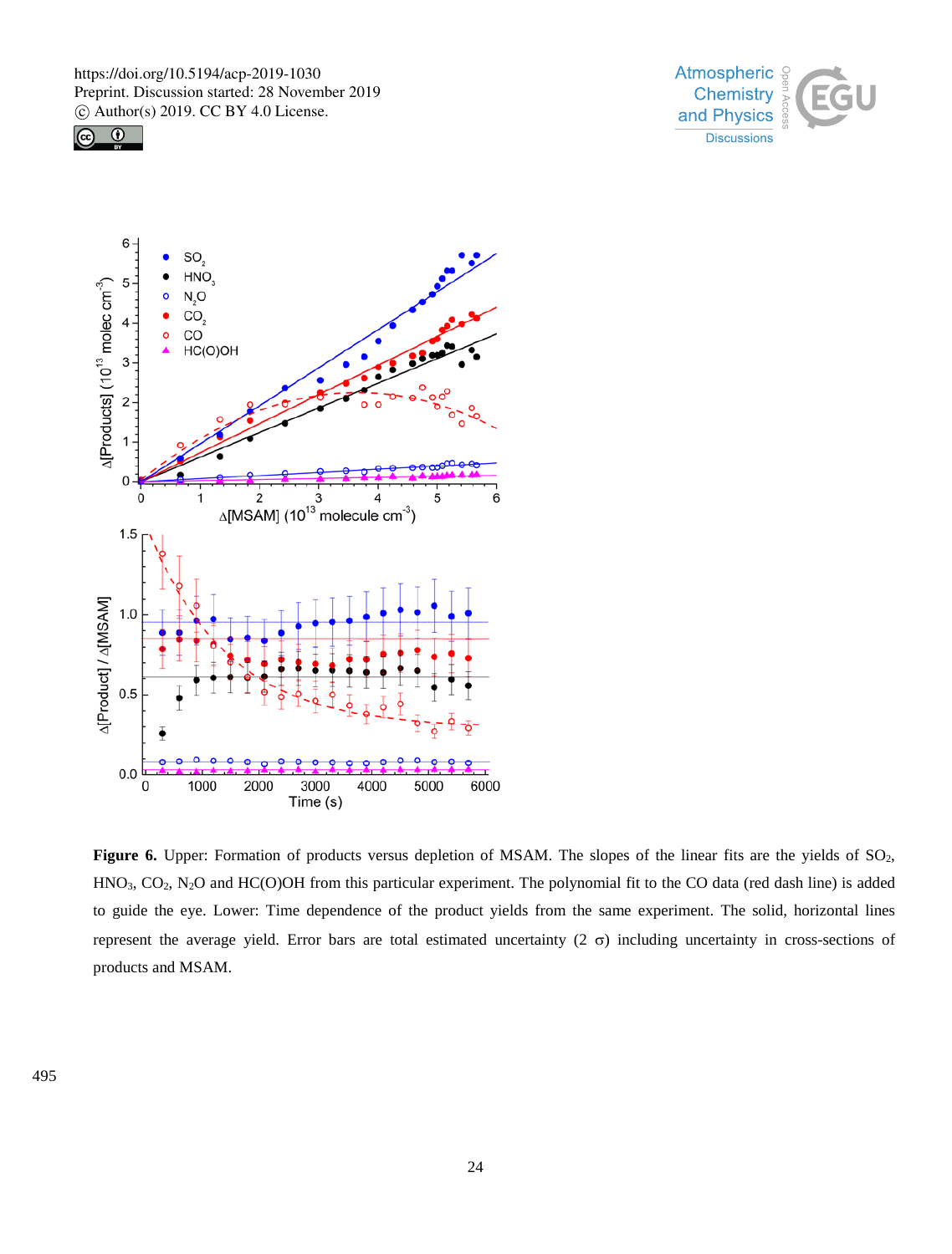**Figure 6.** Upper: Formation of products versus depletion of MSAM. The slopes of the linear fits are the yields of $SO_2$, $HNO_3$, $CO_2$, $N_2O$ and HC(O)OH from this particular experiment. The polynomial fit to the CO data (red dash line) is added to guide the eye. Lower: Time dependence of the product yields from the same experiment. The solid, horizontal lines represent the average yield. Error bars are total estimated uncertainty (2 $\sigma$) including uncertainty in cross-sections of products and MSAM.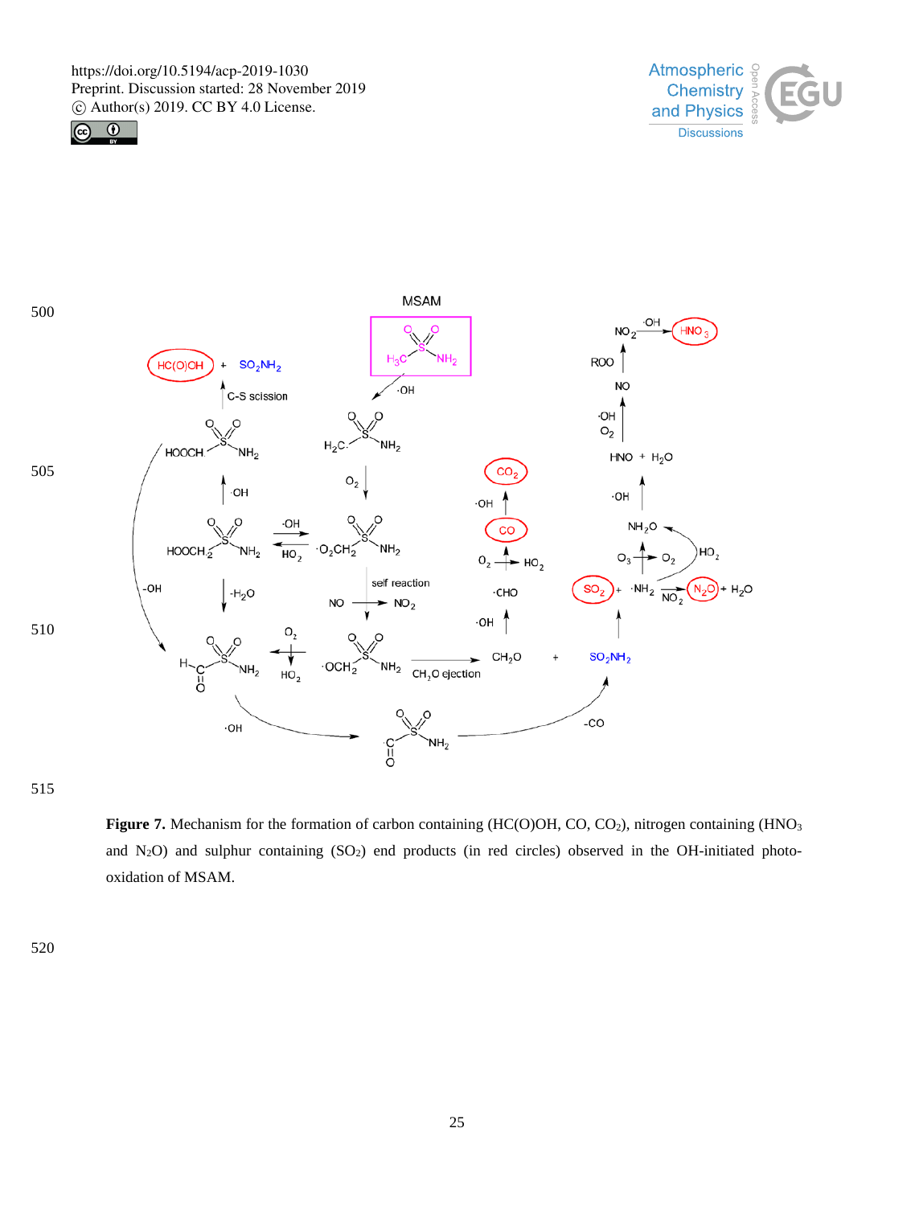**Figure 7.** Mechanism for the formation of carbon containing (HC(O)OH, CO, $CO_2$), nitrogen containing ($HNO_3$ and $N_2O$) and sulphur containing ($SO_2$) end products (in red circles) observed in the OH-initiated photo-oxidation of MSAM.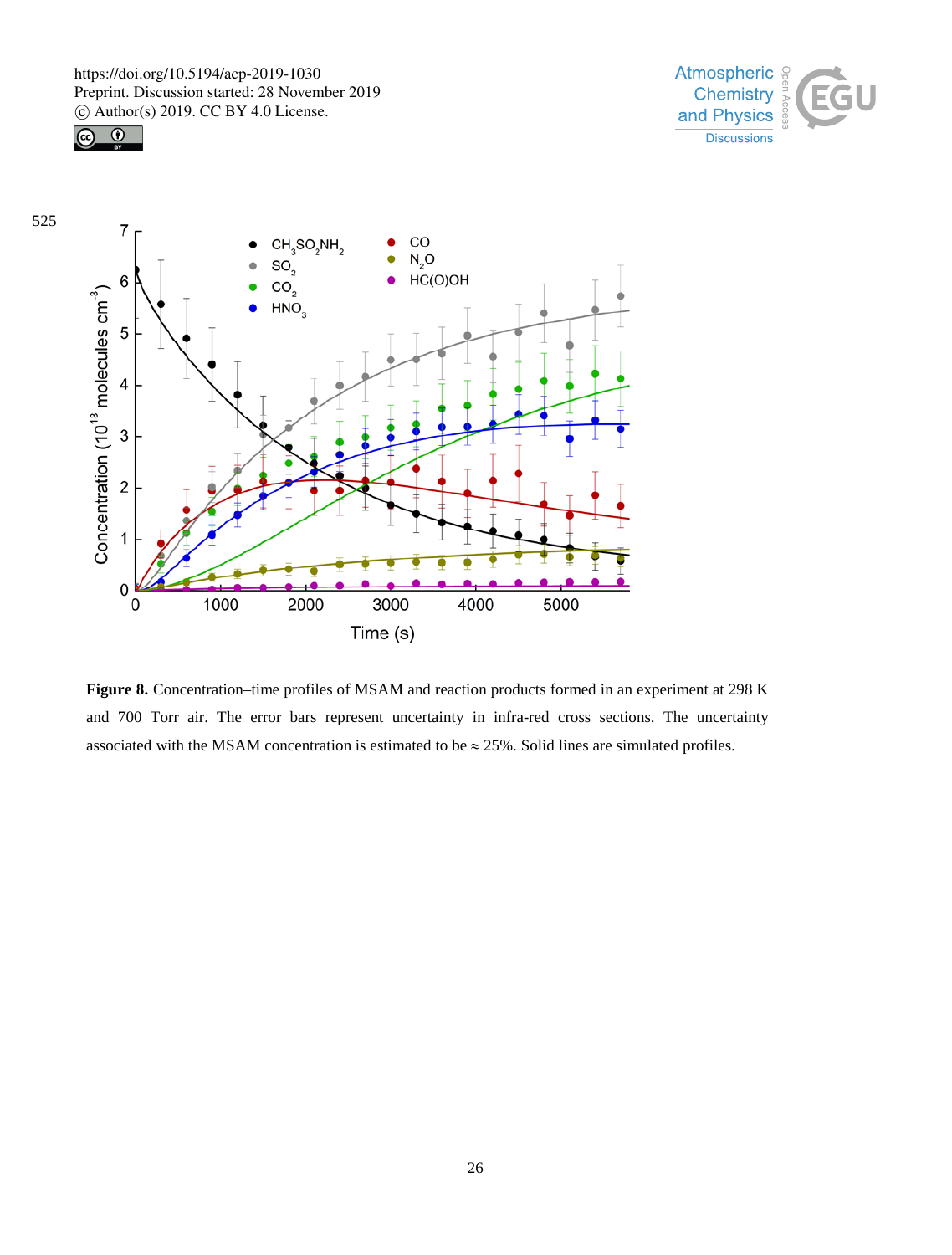525

Concentration ($10^{13}$ molecules cm$^{-3}$)

7
6
5
4
3
2
1
0

0 1000 2000 3000 4000 5000

Time (s)

$CH_3SO_2NH_2$
$SO_2$
$CO_2$
$HNO_3$
CO
$N_2O$
HC(O)OH

**Figure 8.** Concentration–time profiles of MSAM and reaction products formed in an experiment at 298 K and 700 Torr air. The error bars represent uncertainty in infra-red cross sections. The uncertainty associated with the MSAM concentration is estimated to be ≈ 25%. Solid lines are simulated profiles.